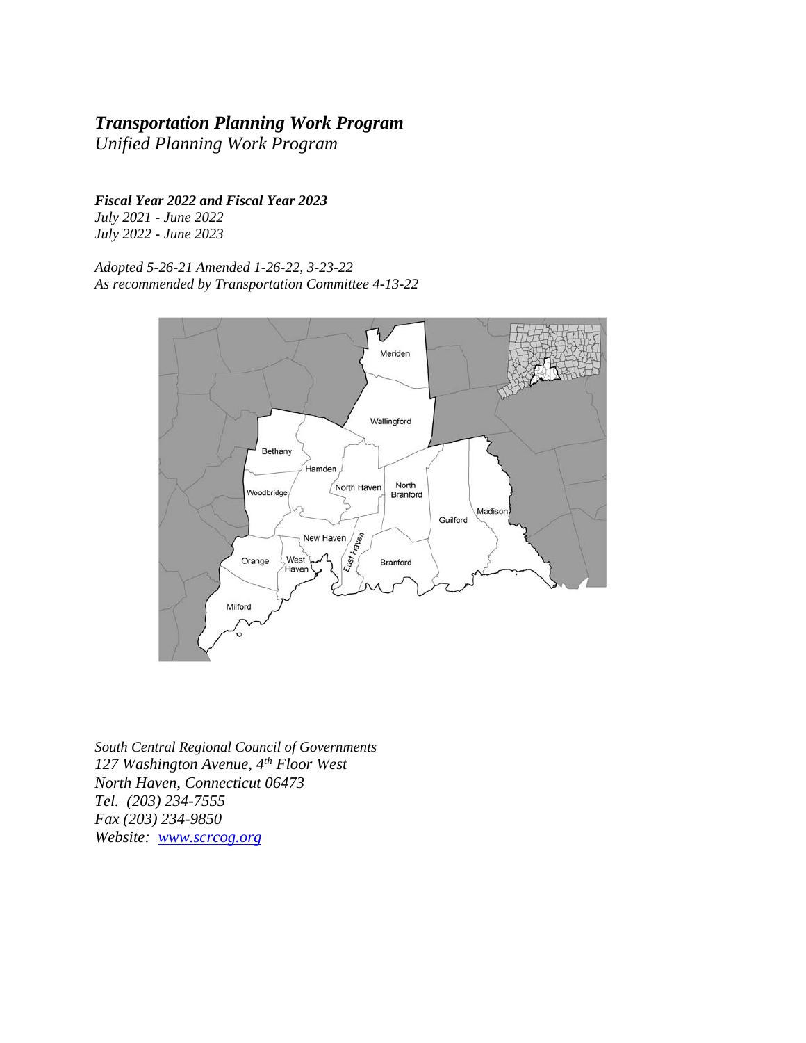# ***Transportation Planning Work Program***

*Unified Planning Work Program*

***Fiscal Year 2022 and Fiscal Year 2023***

*July 2021 - June 2022*
*July 2022 - June 2023*

*Adopted 5-26-21 Amended 1-26-22, 3-23-22*
*As recommended by Transportation Committee 4-13-22*

*South Central Regional Council of Governments*
*127 Washington Avenue, 4th Floor West*
*North Haven, Connecticut 06473*
*Tel. (203) 234-7555*
*Fax (203) 234-9850*
*Website: [www.scrcog.org](http://www.scrcog.org)*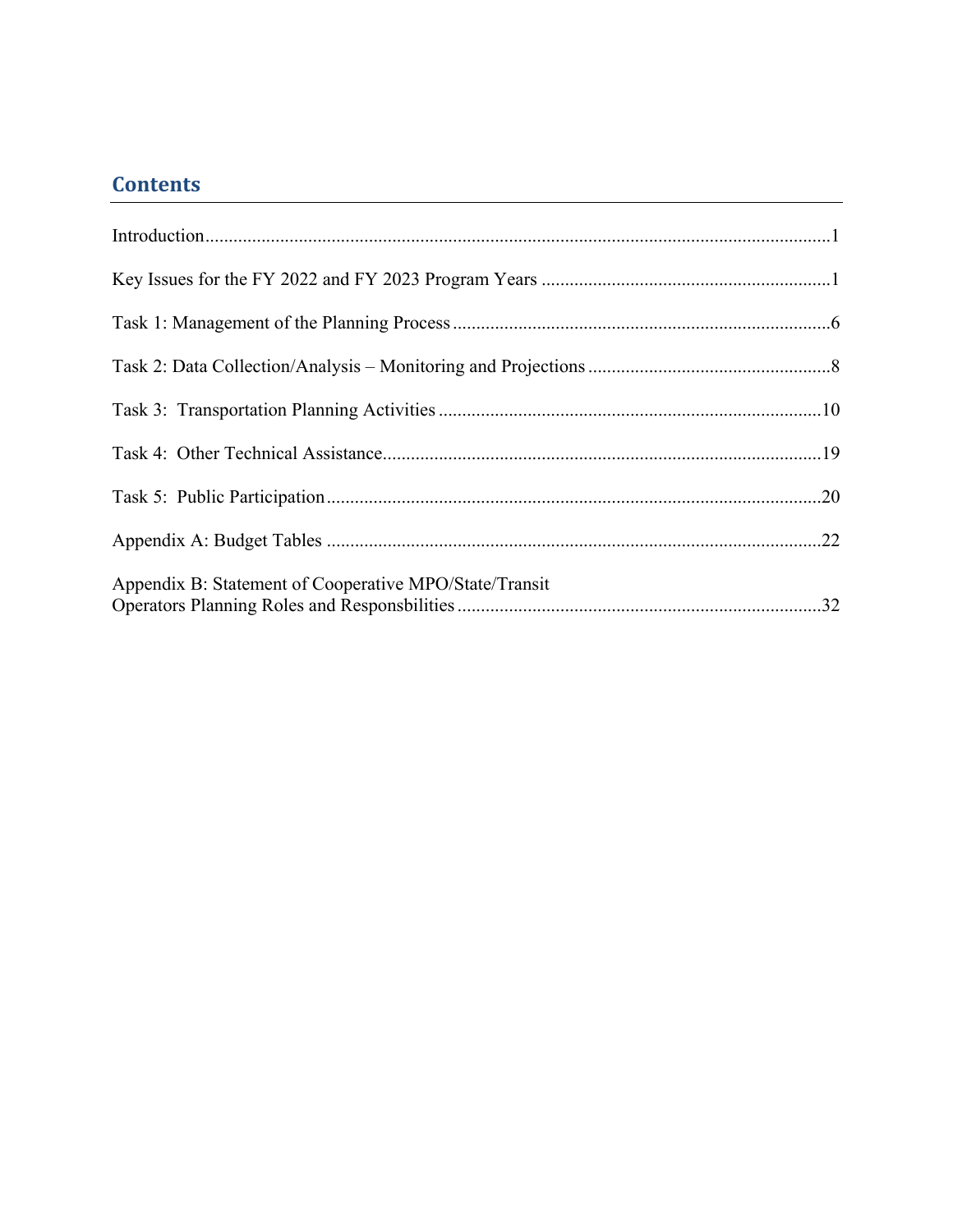## Contents

Introduction .....1

Key Issues for the FY 2022 and FY 2023 Program Years .....1

Task 1: Management of the Planning Process .....6

Task 2: Data Collection/Analysis – Monitoring and Projections .....8

Task 3: Transportation Planning Activities .....10

Task 4: Other Technical Assistance .....19

Task 5: Public Participation .....20

Appendix A: Budget Tables .....22

Appendix B: Statement of Cooperative MPO/State/Transit Operators Planning Roles and Responsbilities .....32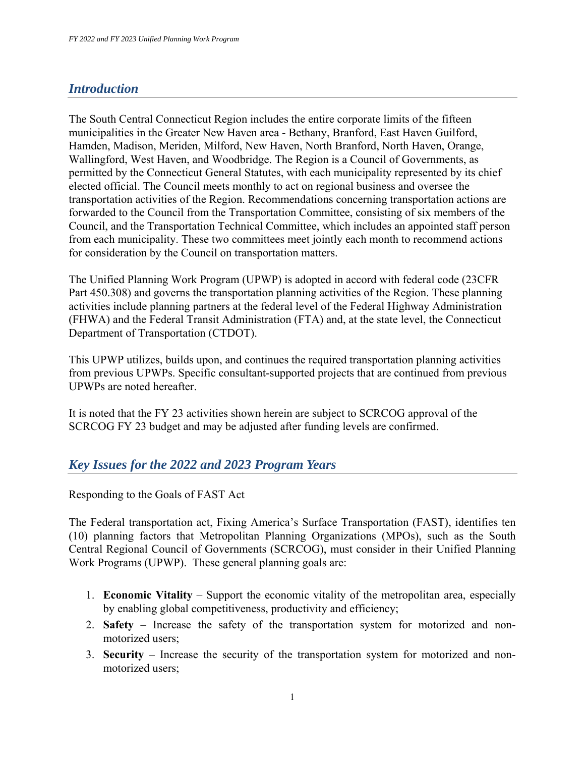## *Introduction*

The South Central Connecticut Region includes the entire corporate limits of the fifteen municipalities in the Greater New Haven area - Bethany, Branford, East Haven Guilford, Hamden, Madison, Meriden, Milford, New Haven, North Branford, North Haven, Orange, Wallingford, West Haven, and Woodbridge. The Region is a Council of Governments, as permitted by the Connecticut General Statutes, with each municipality represented by its chief elected official. The Council meets monthly to act on regional business and oversee the transportation activities of the Region. Recommendations concerning transportation actions are forwarded to the Council from the Transportation Committee, consisting of six members of the Council, and the Transportation Technical Committee, which includes an appointed staff person from each municipality. These two committees meet jointly each month to recommend actions for consideration by the Council on transportation matters.

The Unified Planning Work Program (UPWP) is adopted in accord with federal code (23CFR Part 450.308) and governs the transportation planning activities of the Region. These planning activities include planning partners at the federal level of the Federal Highway Administration (FHWA) and the Federal Transit Administration (FTA) and, at the state level, the Connecticut Department of Transportation (CTDOT).

This UPWP utilizes, builds upon, and continues the required transportation planning activities from previous UPWPs. Specific consultant-supported projects that are continued from previous UPWPs are noted hereafter.

It is noted that the FY 23 activities shown herein are subject to SCRCOG approval of the SCRCOG FY 23 budget and may be adjusted after funding levels are confirmed.

## *Key Issues for the 2022 and 2023 Program Years*

Responding to the Goals of FAST Act

The Federal transportation act, Fixing America's Surface Transportation (FAST), identifies ten (10) planning factors that Metropolitan Planning Organizations (MPOs), such as the South Central Regional Council of Governments (SCRCOG), must consider in their Unified Planning Work Programs (UPWP). These general planning goals are:

1. **Economic Vitality** – Support the economic vitality of the metropolitan area, especially by enabling global competitiveness, productivity and efficiency;
2. **Safety** – Increase the safety of the transportation system for motorized and non-motorized users;
3. **Security** – Increase the security of the transportation system for motorized and non-motorized users;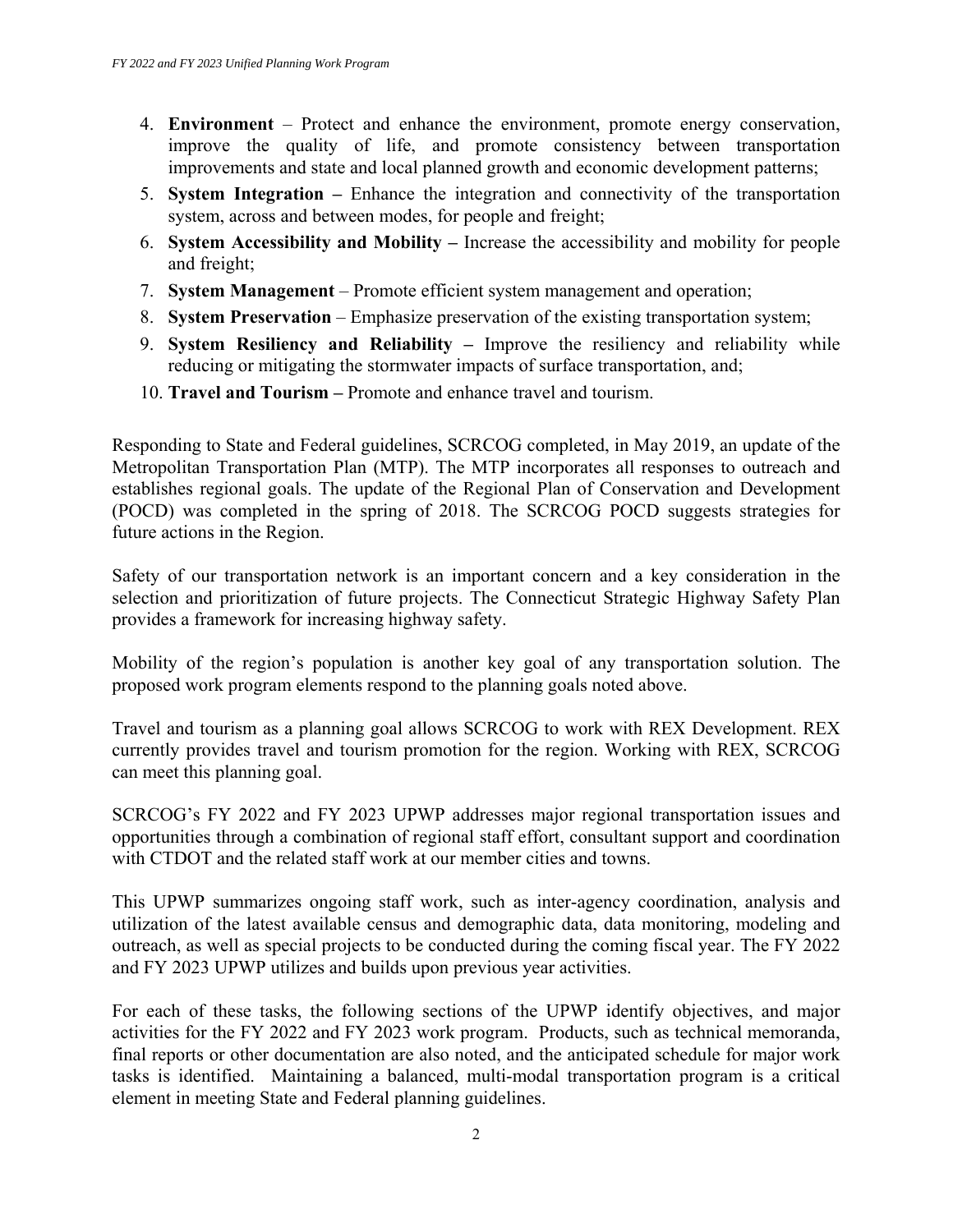4. **Environment** – Protect and enhance the environment, promote energy conservation, improve the quality of life, and promote consistency between transportation improvements and state and local planned growth and economic development patterns;
5. **System Integration –** Enhance the integration and connectivity of the transportation system, across and between modes, for people and freight;
6. **System Accessibility and Mobility –** Increase the accessibility and mobility for people and freight;
7. **System Management** – Promote efficient system management and operation;
8. **System Preservation** – Emphasize preservation of the existing transportation system;
9. **System Resiliency and Reliability –** Improve the resiliency and reliability while reducing or mitigating the stormwater impacts of surface transportation, and;
10. **Travel and Tourism –** Promote and enhance travel and tourism.

Responding to State and Federal guidelines, SCRCOG completed, in May 2019, an update of the Metropolitan Transportation Plan (MTP). The MTP incorporates all responses to outreach and establishes regional goals. The update of the Regional Plan of Conservation and Development (POCD) was completed in the spring of 2018. The SCRCOG POCD suggests strategies for future actions in the Region.

Safety of our transportation network is an important concern and a key consideration in the selection and prioritization of future projects. The Connecticut Strategic Highway Safety Plan provides a framework for increasing highway safety.

Mobility of the region's population is another key goal of any transportation solution. The proposed work program elements respond to the planning goals noted above.

Travel and tourism as a planning goal allows SCRCOG to work with REX Development. REX currently provides travel and tourism promotion for the region. Working with REX, SCRCOG can meet this planning goal.

SCRCOG's FY 2022 and FY 2023 UPWP addresses major regional transportation issues and opportunities through a combination of regional staff effort, consultant support and coordination with CTDOT and the related staff work at our member cities and towns.

This UPWP summarizes ongoing staff work, such as inter-agency coordination, analysis and utilization of the latest available census and demographic data, data monitoring, modeling and outreach, as well as special projects to be conducted during the coming fiscal year. The FY 2022 and FY 2023 UPWP utilizes and builds upon previous year activities.

For each of these tasks, the following sections of the UPWP identify objectives, and major activities for the FY 2022 and FY 2023 work program. Products, such as technical memoranda, final reports or other documentation are also noted, and the anticipated schedule for major work tasks is identified. Maintaining a balanced, multi-modal transportation program is a critical element in meeting State and Federal planning guidelines.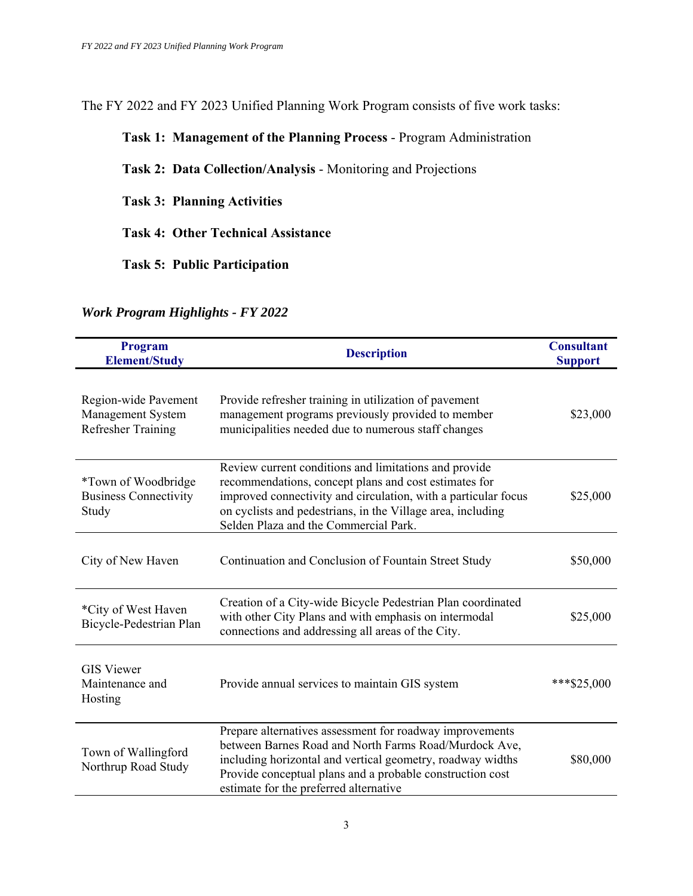The FY 2022 and FY 2023 Unified Planning Work Program consists of five work tasks:

**Task 1: Management of the Planning Process** - Program Administration

**Task 2: Data Collection/Analysis** - Monitoring and Projections

**Task 3: Planning Activities**

**Task 4: Other Technical Assistance**

**Task 5: Public Participation**

### *Work Program Highlights - FY 2022*

| Program Element/Study | Description | Consultant Support |
|---|---|---|
| Region-wide Pavement Management System Refresher Training | Provide refresher training in utilization of pavement management programs previously provided to member municipalities needed due to numerous staff changes | $23,000 |
| *Town of Woodbridge Business Connectivity Study | Review current conditions and limitations and provide recommendations, concept plans and cost estimates for improved connectivity and circulation, with a particular focus on cyclists and pedestrians, in the Village area, including Selden Plaza and the Commercial Park. | $25,000 |
| City of New Haven | Continuation and Conclusion of Fountain Street Study | $50,000 |
| *City of West Haven Bicycle-Pedestrian Plan | Creation of a City-wide Bicycle Pedestrian Plan coordinated with other City Plans and with emphasis on intermodal connections and addressing all areas of the City. | $25,000 |
| GIS Viewer Maintenance and Hosting | Provide annual services to maintain GIS system | ***$25,000 |
| Town of Wallingford Northrup Road Study | Prepare alternatives assessment for roadway improvements between Barnes Road and North Farms Road/Murdock Ave, including horizontal and vertical geometry, roadway widths Provide conceptual plans and a probable construction cost estimate for the preferred alternative | $80,000 |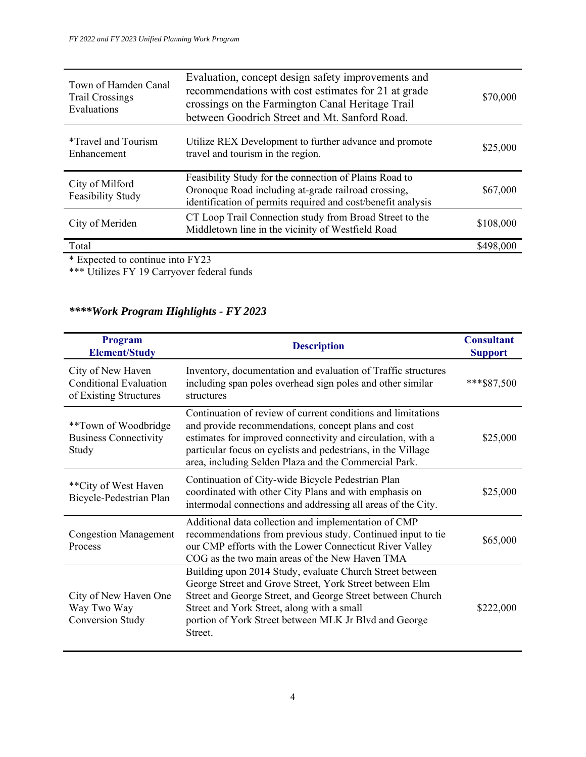| | | |
|---|---|---|
| Town of Hamden Canal Trail Crossings Evaluations | Evaluation, concept design safety improvements and recommendations with cost estimates for 21 at grade crossings on the Farmington Canal Heritage Trail between Goodrich Street and Mt. Sanford Road. | $70,000 |
| *Travel and Tourism Enhancement | Utilize REX Development to further advance and promote travel and tourism in the region. | $25,000 |
| City of Milford Feasibility Study | Feasibility Study for the connection of Plains Road to Oronoque Road including at-grade railroad crossing, identification of permits required and cost/benefit analysis | $67,000 |
| City of Meriden | CT Loop Trail Connection study from Broad Street to the Middletown line in the vicinity of Westfield Road | $108,000 |
| Total | | $498,000 |

* Expected to continue into FY23
*** Utilizes FY 19 Carryover federal funds

## ****Work Program Highlights - FY 2023

| Program Element/Study | Description | Consultant Support |
|---|---|---|
| City of New Haven Conditional Evaluation of Existing Structures | Inventory, documentation and evaluation of Traffic structures including span poles overhead sign poles and other similar structures | ***$87,500 |
| **Town of Woodbridge Business Connectivity Study | Continuation of review of current conditions and limitations and provide recommendations, concept plans and cost estimates for improved connectivity and circulation, with a particular focus on cyclists and pedestrians, in the Village area, including Selden Plaza and the Commercial Park. | $25,000 |
| **City of West Haven Bicycle-Pedestrian Plan | Continuation of City-wide Bicycle Pedestrian Plan coordinated with other City Plans and with emphasis on intermodal connections and addressing all areas of the City. | $25,000 |
| Congestion Management Process | Additional data collection and implementation of CMP recommendations from previous study. Continued input to tie our CMP efforts with the Lower Connecticut River Valley COG as the two main areas of the New Haven TMA | $65,000 |
| City of New Haven One Way Two Way Conversion Study | Building upon 2014 Study, evaluate Church Street between George Street and Grove Street, York Street between Elm Street and George Street, and George Street between Church Street and York Street, along with a small portion of York Street between MLK Jr Blvd and George Street. | $222,000 |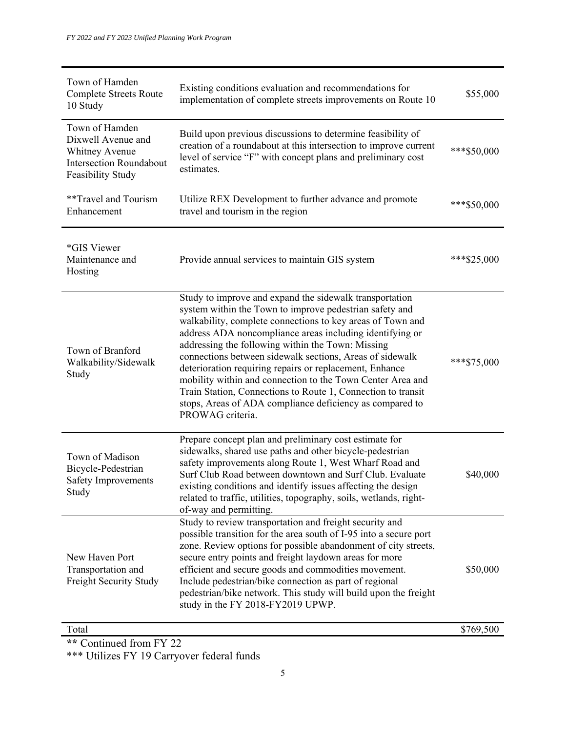| | | |
|---|---|---|
| Town of Hamden Complete Streets Route 10 Study | Existing conditions evaluation and recommendations for implementation of complete streets improvements on Route 10 | $55,000 |
| Town of Hamden Dixwell Avenue and Whitney Avenue Intersection Roundabout Feasibility Study | Build upon previous discussions to determine feasibility of creation of a roundabout at this intersection to improve current level of service "F" with concept plans and preliminary cost estimates. | ***$50,000 |
| **Travel and Tourism Enhancement | Utilize REX Development to further advance and promote travel and tourism in the region | ***$50,000 |
| *GIS Viewer Maintenance and Hosting | Provide annual services to maintain GIS system | ***$25,000 |
| Town of Branford Walkability/Sidewalk Study | Study to improve and expand the sidewalk transportation system within the Town to improve pedestrian safety and walkability, complete connections to key areas of Town and address ADA noncompliance areas including identifying or addressing the following within the Town: Missing connections between sidewalk sections, Areas of sidewalk deterioration requiring repairs or replacement, Enhance mobility within and connection to the Town Center Area and Train Station, Connections to Route 1, Connection to transit stops, Areas of ADA compliance deficiency as compared to PROWAG criteria. | ***$75,000 |
| Town of Madison Bicycle-Pedestrian Safety Improvements Study | Prepare concept plan and preliminary cost estimate for sidewalks, shared use paths and other bicycle-pedestrian safety improvements along Route 1, West Wharf Road and Surf Club Road between downtown and Surf Club. Evaluate existing conditions and identify issues affecting the design related to traffic, utilities, topography, soils, wetlands, right-of-way and permitting. | $40,000 |
| New Haven Port Transportation and Freight Security Study | Study to review transportation and freight security and possible transition for the area south of I-95 into a secure port zone. Review options for possible abandonment of city streets, secure entry points and freight laydown areas for more efficient and secure goods and commodities movement. Include pedestrian/bike connection as part of regional pedestrian/bike network. This study will build upon the freight study in the FY 2018-FY2019 UPWP. | $50,000 |
| Total | | $769,500 |

** Continued from FY 22

*** Utilizes FY 19 Carryover federal funds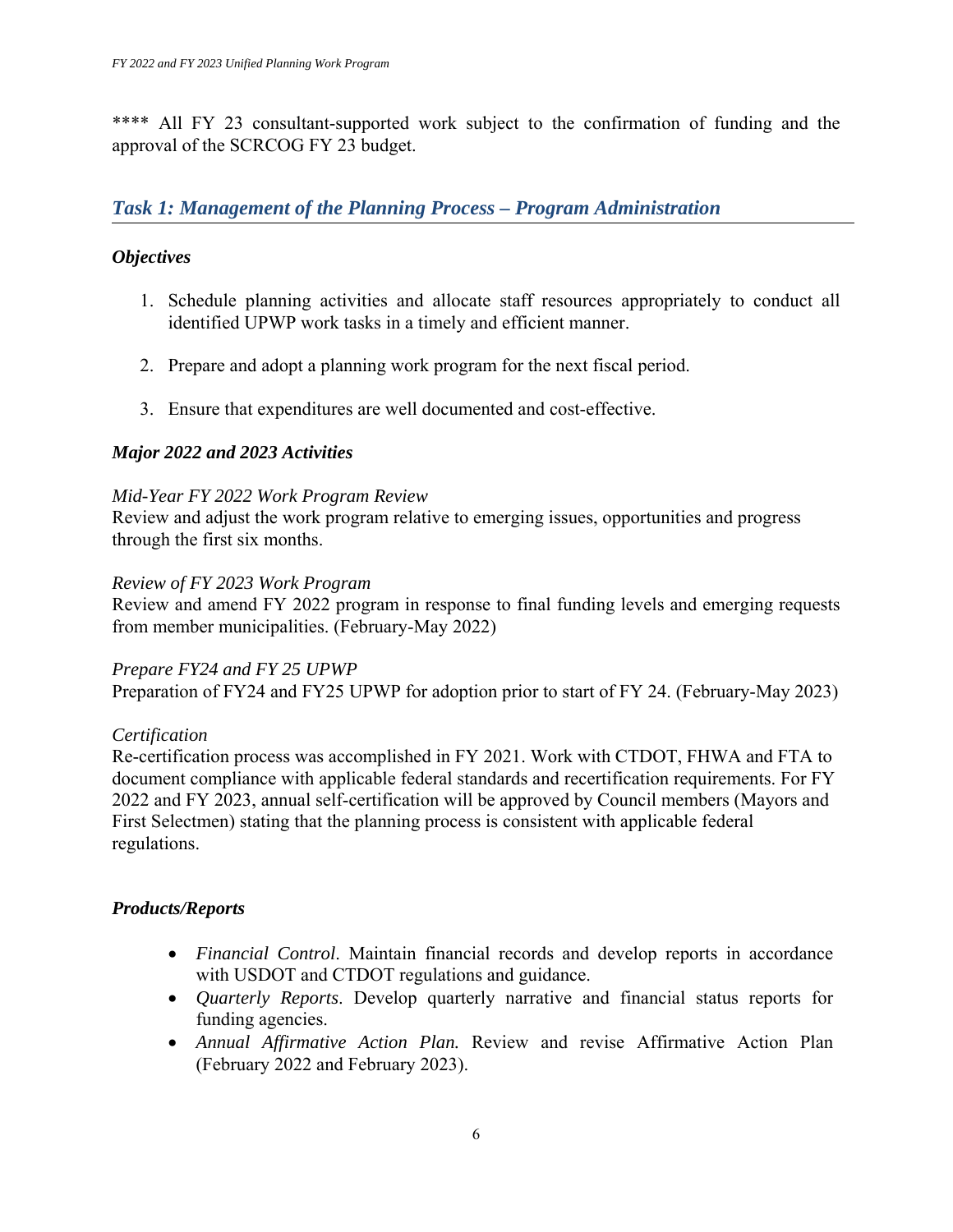**** All FY 23 consultant-supported work subject to the confirmation of funding and the approval of the SCRCOG FY 23 budget.

## *Task 1: Management of the Planning Process – Program Administration*

### *Objectives*

1. Schedule planning activities and allocate staff resources appropriately to conduct all identified UPWP work tasks in a timely and efficient manner.

2. Prepare and adopt a planning work program for the next fiscal period.

3. Ensure that expenditures are well documented and cost-effective.

### *Major 2022 and 2023 Activities*

*Mid-Year FY 2022 Work Program Review*
Review and adjust the work program relative to emerging issues, opportunities and progress through the first six months.

*Review of FY 2023 Work Program*
Review and amend FY 2022 program in response to final funding levels and emerging requests from member municipalities. (February-May 2022)

*Prepare FY24 and FY 25 UPWP*
Preparation of FY24 and FY25 UPWP for adoption prior to start of FY 24. (February-May 2023)

*Certification*
Re-certification process was accomplished in FY 2021. Work with CTDOT, FHWA and FTA to document compliance with applicable federal standards and recertification requirements. For FY 2022 and FY 2023, annual self-certification will be approved by Council members (Mayors and First Selectmen) stating that the planning process is consistent with applicable federal regulations.

### *Products/Reports*

- *Financial Control*. Maintain financial records and develop reports in accordance with USDOT and CTDOT regulations and guidance.
- *Quarterly Reports*. Develop quarterly narrative and financial status reports for funding agencies.
- *Annual Affirmative Action Plan.* Review and revise Affirmative Action Plan (February 2022 and February 2023).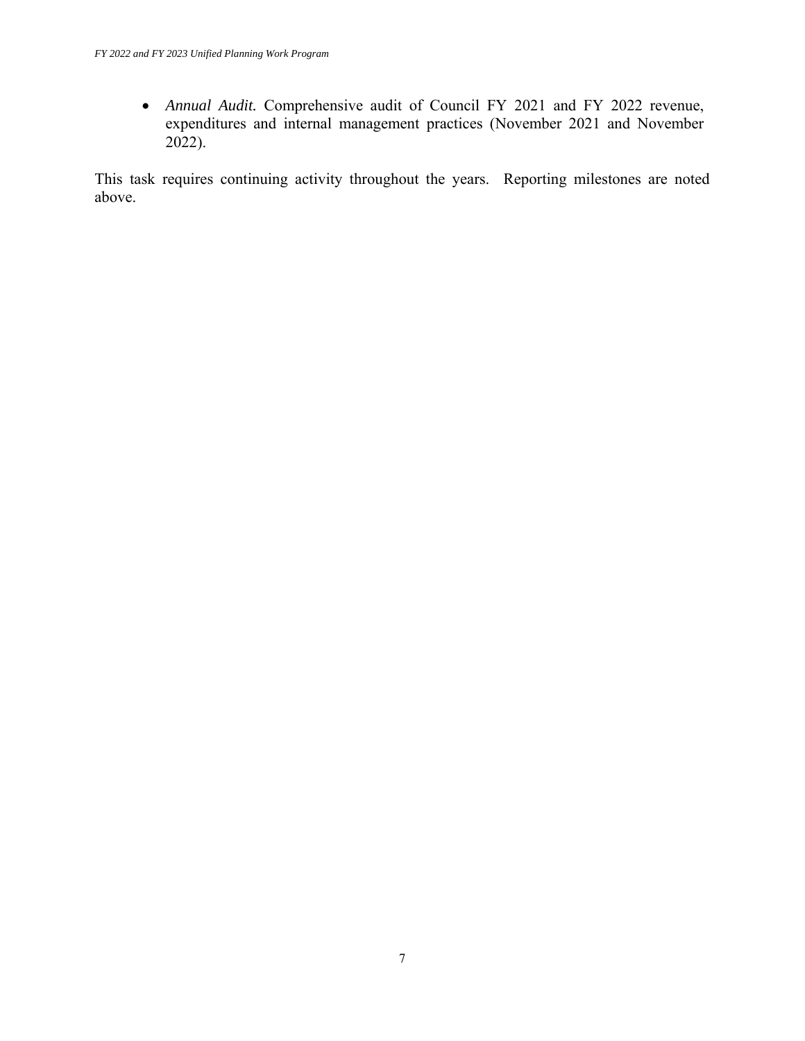- *Annual Audit.* Comprehensive audit of Council FY 2021 and FY 2022 revenue, expenditures and internal management practices (November 2021 and November 2022).

This task requires continuing activity throughout the years. Reporting milestones are noted above.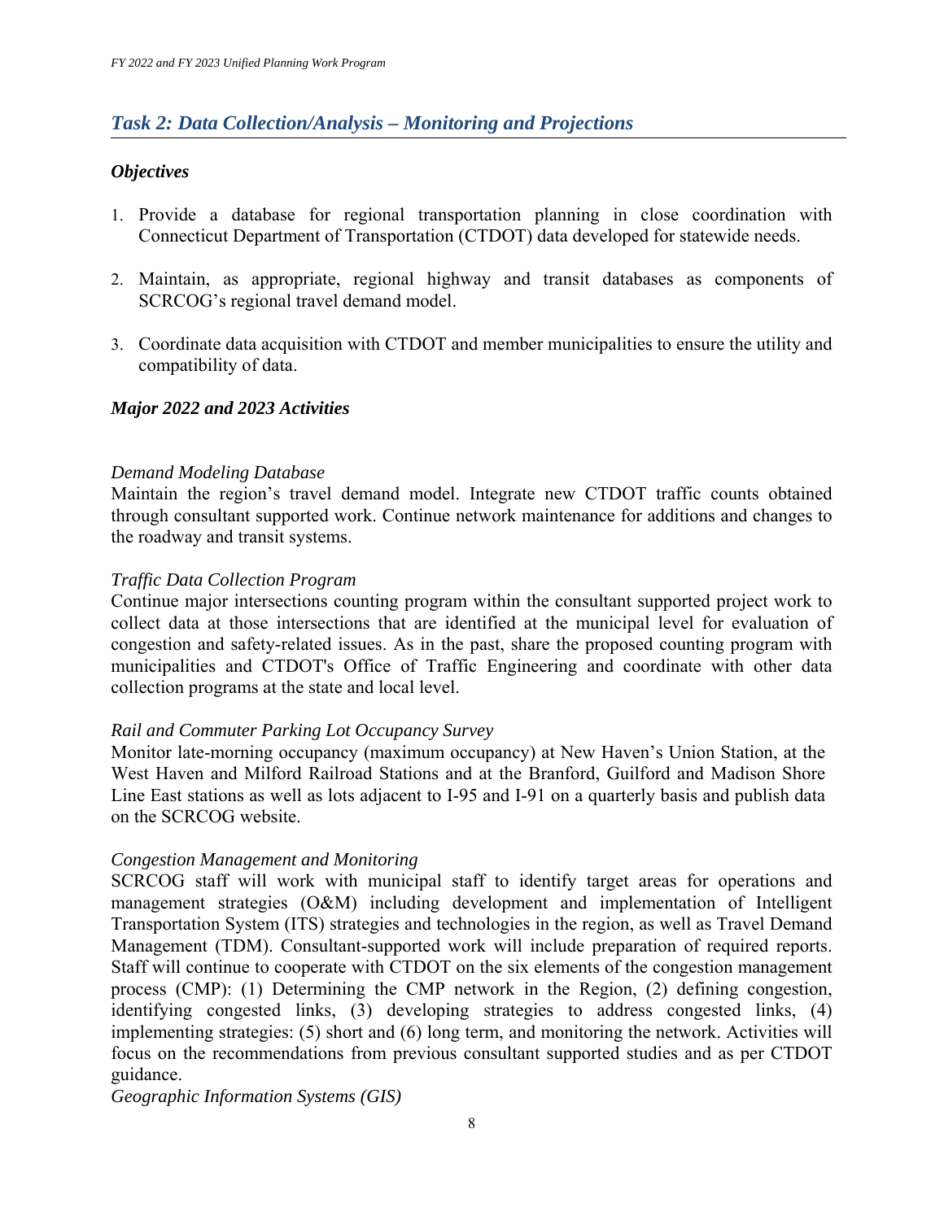## *Task 2: Data Collection/Analysis – Monitoring and Projections*

### *Objectives*

1. Provide a database for regional transportation planning in close coordination with Connecticut Department of Transportation (CTDOT) data developed for statewide needs.

2. Maintain, as appropriate, regional highway and transit databases as components of SCRCOG's regional travel demand model.

3. Coordinate data acquisition with CTDOT and member municipalities to ensure the utility and compatibility of data.

### *Major 2022 and 2023 Activities*

*Demand Modeling Database*

Maintain the region's travel demand model. Integrate new CTDOT traffic counts obtained through consultant supported work. Continue network maintenance for additions and changes to the roadway and transit systems.

*Traffic Data Collection Program*

Continue major intersections counting program within the consultant supported project work to collect data at those intersections that are identified at the municipal level for evaluation of congestion and safety-related issues. As in the past, share the proposed counting program with municipalities and CTDOT's Office of Traffic Engineering and coordinate with other data collection programs at the state and local level.

*Rail and Commuter Parking Lot Occupancy Survey*

Monitor late-morning occupancy (maximum occupancy) at New Haven's Union Station, at the West Haven and Milford Railroad Stations and at the Branford, Guilford and Madison Shore Line East stations as well as lots adjacent to I-95 and I-91 on a quarterly basis and publish data on the SCRCOG website.

*Congestion Management and Monitoring*

SCRCOG staff will work with municipal staff to identify target areas for operations and management strategies (O&M) including development and implementation of Intelligent Transportation System (ITS) strategies and technologies in the region, as well as Travel Demand Management (TDM). Consultant-supported work will include preparation of required reports. Staff will continue to cooperate with CTDOT on the six elements of the congestion management process (CMP): (1) Determining the CMP network in the Region, (2) defining congestion, identifying congested links, (3) developing strategies to address congested links, (4) implementing strategies: (5) short and (6) long term, and monitoring the network. Activities will focus on the recommendations from previous consultant supported studies and as per CTDOT guidance.

*Geographic Information Systems (GIS)*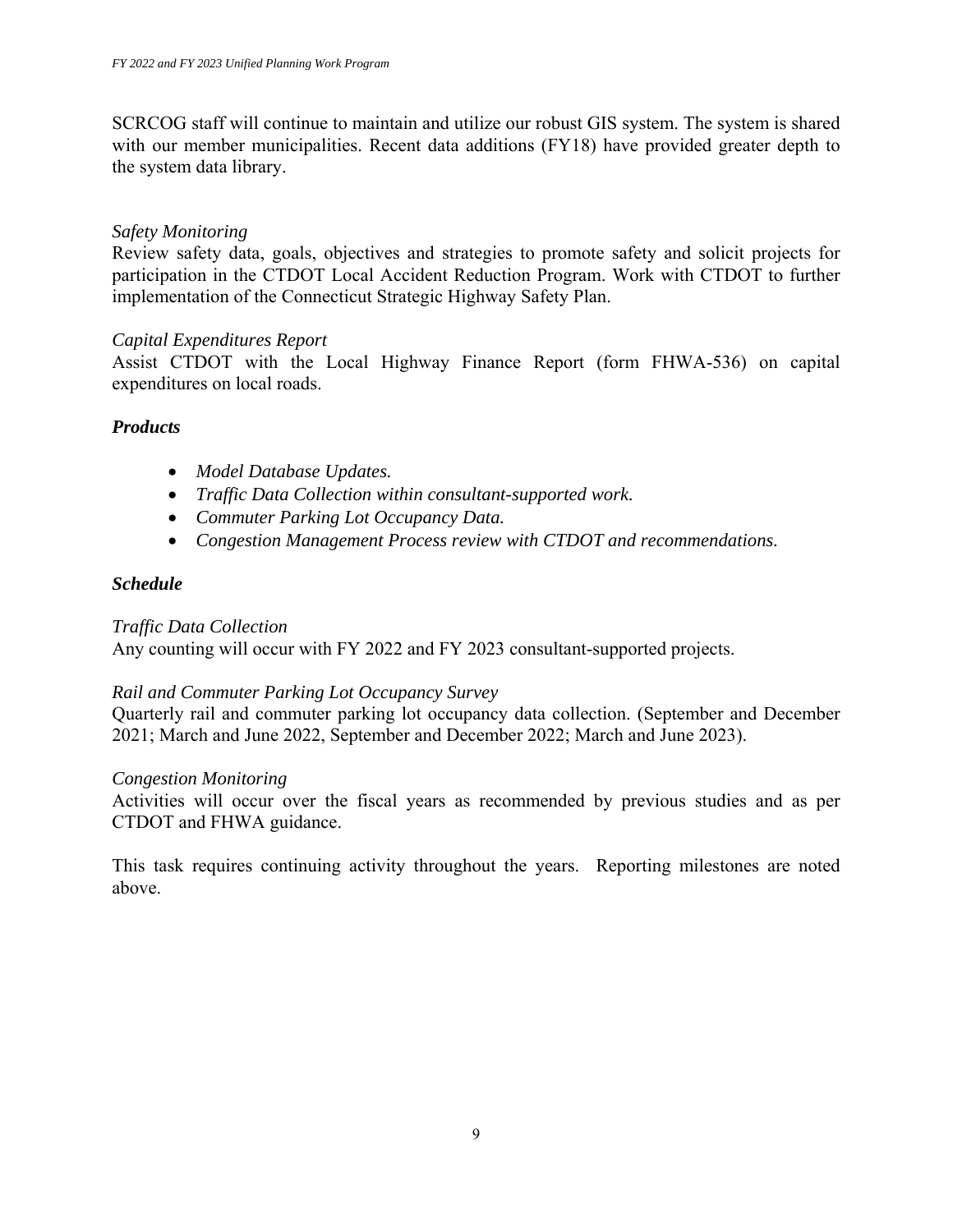SCRCOG staff will continue to maintain and utilize our robust GIS system. The system is shared with our member municipalities. Recent data additions (FY18) have provided greater depth to the system data library.

*Safety Monitoring*
Review safety data, goals, objectives and strategies to promote safety and solicit projects for participation in the CTDOT Local Accident Reduction Program. Work with CTDOT to further implementation of the Connecticut Strategic Highway Safety Plan.

*Capital Expenditures Report*
Assist CTDOT with the Local Highway Finance Report (form FHWA-536) on capital expenditures on local roads.

***Products***

- *Model Database Updates.*
- *Traffic Data Collection within consultant-supported work.*
- *Commuter Parking Lot Occupancy Data.*
- *Congestion Management Process review with CTDOT and recommendations.*

***Schedule***

*Traffic Data Collection*
Any counting will occur with FY 2022 and FY 2023 consultant-supported projects.

*Rail and Commuter Parking Lot Occupancy Survey*
Quarterly rail and commuter parking lot occupancy data collection. (September and December 2021; March and June 2022, September and December 2022; March and June 2023).

*Congestion Monitoring*
Activities will occur over the fiscal years as recommended by previous studies and as per CTDOT and FHWA guidance.

This task requires continuing activity throughout the years. Reporting milestones are noted above.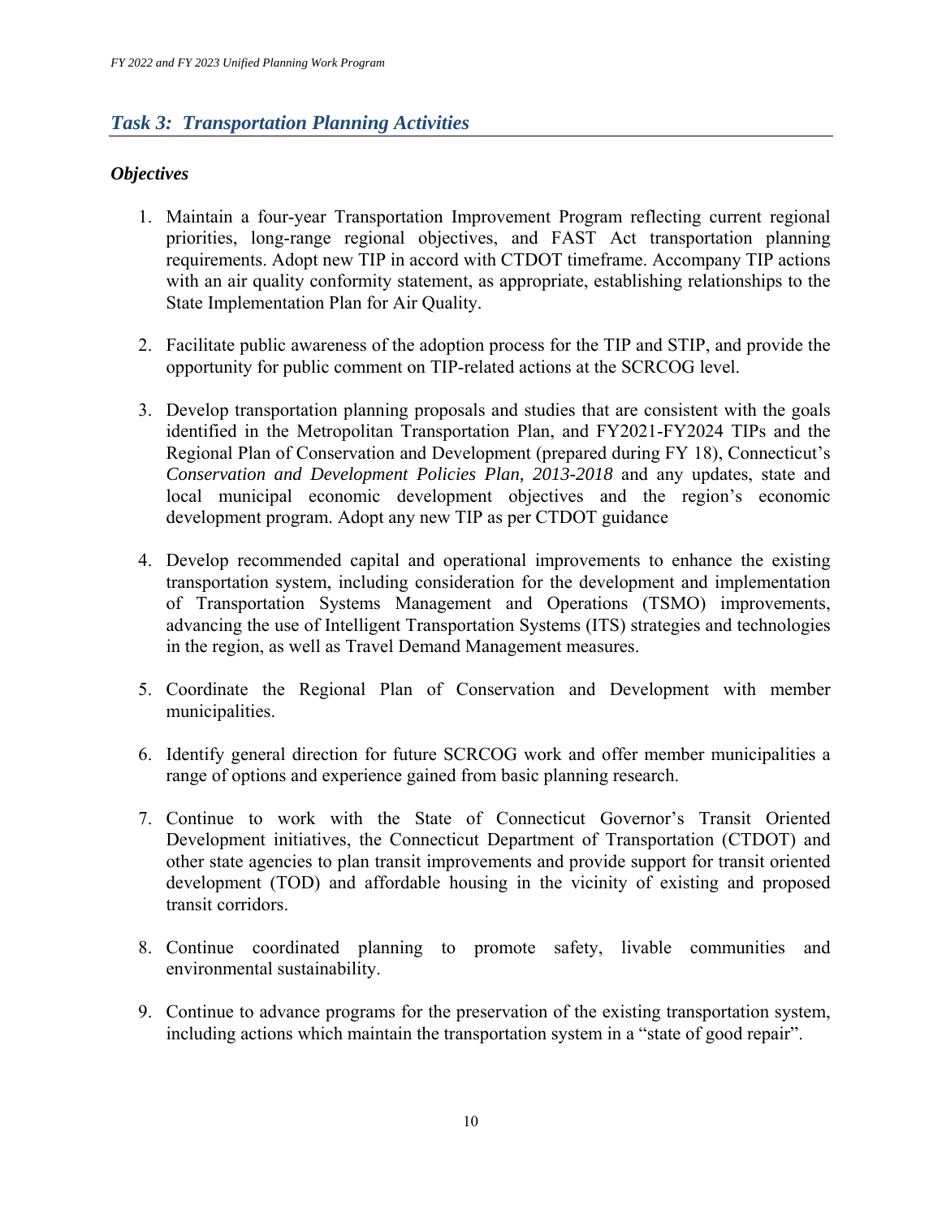## *Task 3: Transportation Planning Activities*

### *Objectives*

1. Maintain a four-year Transportation Improvement Program reflecting current regional priorities, long-range regional objectives, and FAST Act transportation planning requirements. Adopt new TIP in accord with CTDOT timeframe. Accompany TIP actions with an air quality conformity statement, as appropriate, establishing relationships to the State Implementation Plan for Air Quality.

2. Facilitate public awareness of the adoption process for the TIP and STIP, and provide the opportunity for public comment on TIP-related actions at the SCRCOG level.

3. Develop transportation planning proposals and studies that are consistent with the goals identified in the Metropolitan Transportation Plan, and FY2021-FY2024 TIPs and the Regional Plan of Conservation and Development (prepared during FY 18), Connecticut's *Conservation and Development Policies Plan, 2013-2018* and any updates, state and local municipal economic development objectives and the region's economic development program. Adopt any new TIP as per CTDOT guidance

4. Develop recommended capital and operational improvements to enhance the existing transportation system, including consideration for the development and implementation of Transportation Systems Management and Operations (TSMO) improvements, advancing the use of Intelligent Transportation Systems (ITS) strategies and technologies in the region, as well as Travel Demand Management measures.

5. Coordinate the Regional Plan of Conservation and Development with member municipalities.

6. Identify general direction for future SCRCOG work and offer member municipalities a range of options and experience gained from basic planning research.

7. Continue to work with the State of Connecticut Governor's Transit Oriented Development initiatives, the Connecticut Department of Transportation (CTDOT) and other state agencies to plan transit improvements and provide support for transit oriented development (TOD) and affordable housing in the vicinity of existing and proposed transit corridors.

8. Continue coordinated planning to promote safety, livable communities and environmental sustainability.

9. Continue to advance programs for the preservation of the existing transportation system, including actions which maintain the transportation system in a "state of good repair".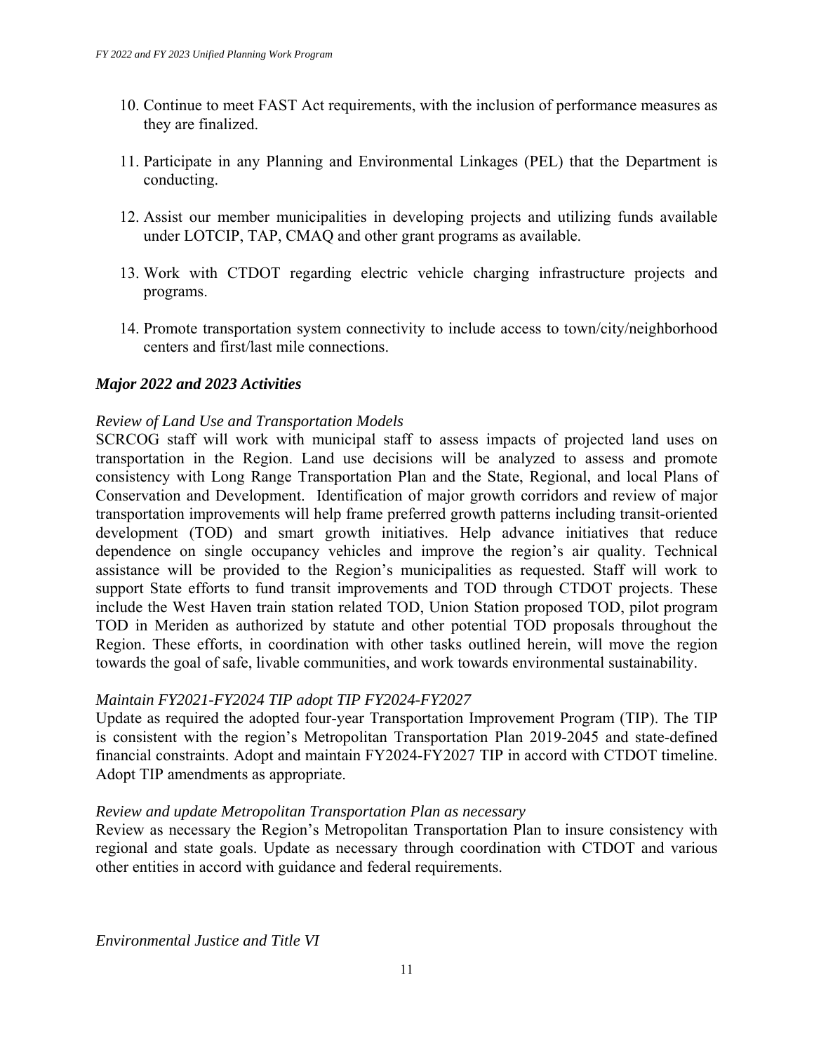10. Continue to meet FAST Act requirements, with the inclusion of performance measures as they are finalized.

11. Participate in any Planning and Environmental Linkages (PEL) that the Department is conducting.

12. Assist our member municipalities in developing projects and utilizing funds available under LOTCIP, TAP, CMAQ and other grant programs as available.

13. Work with CTDOT regarding electric vehicle charging infrastructure projects and programs.

14. Promote transportation system connectivity to include access to town/city/neighborhood centers and first/last mile connections.

### *Major 2022 and 2023 Activities*

*Review of Land Use and Transportation Models*

SCRCOG staff will work with municipal staff to assess impacts of projected land uses on transportation in the Region. Land use decisions will be analyzed to assess and promote consistency with Long Range Transportation Plan and the State, Regional, and local Plans of Conservation and Development. Identification of major growth corridors and review of major transportation improvements will help frame preferred growth patterns including transit-oriented development (TOD) and smart growth initiatives. Help advance initiatives that reduce dependence on single occupancy vehicles and improve the region's air quality. Technical assistance will be provided to the Region's municipalities as requested. Staff will work to support State efforts to fund transit improvements and TOD through CTDOT projects. These include the West Haven train station related TOD, Union Station proposed TOD, pilot program TOD in Meriden as authorized by statute and other potential TOD proposals throughout the Region. These efforts, in coordination with other tasks outlined herein, will move the region towards the goal of safe, livable communities, and work towards environmental sustainability.

*Maintain FY2021-FY2024 TIP adopt TIP FY2024-FY2027*

Update as required the adopted four-year Transportation Improvement Program (TIP). The TIP is consistent with the region's Metropolitan Transportation Plan 2019-2045 and state-defined financial constraints. Adopt and maintain FY2024-FY2027 TIP in accord with CTDOT timeline. Adopt TIP amendments as appropriate.

*Review and update Metropolitan Transportation Plan as necessary*

Review as necessary the Region's Metropolitan Transportation Plan to insure consistency with regional and state goals. Update as necessary through coordination with CTDOT and various other entities in accord with guidance and federal requirements.

*Environmental Justice and Title VI*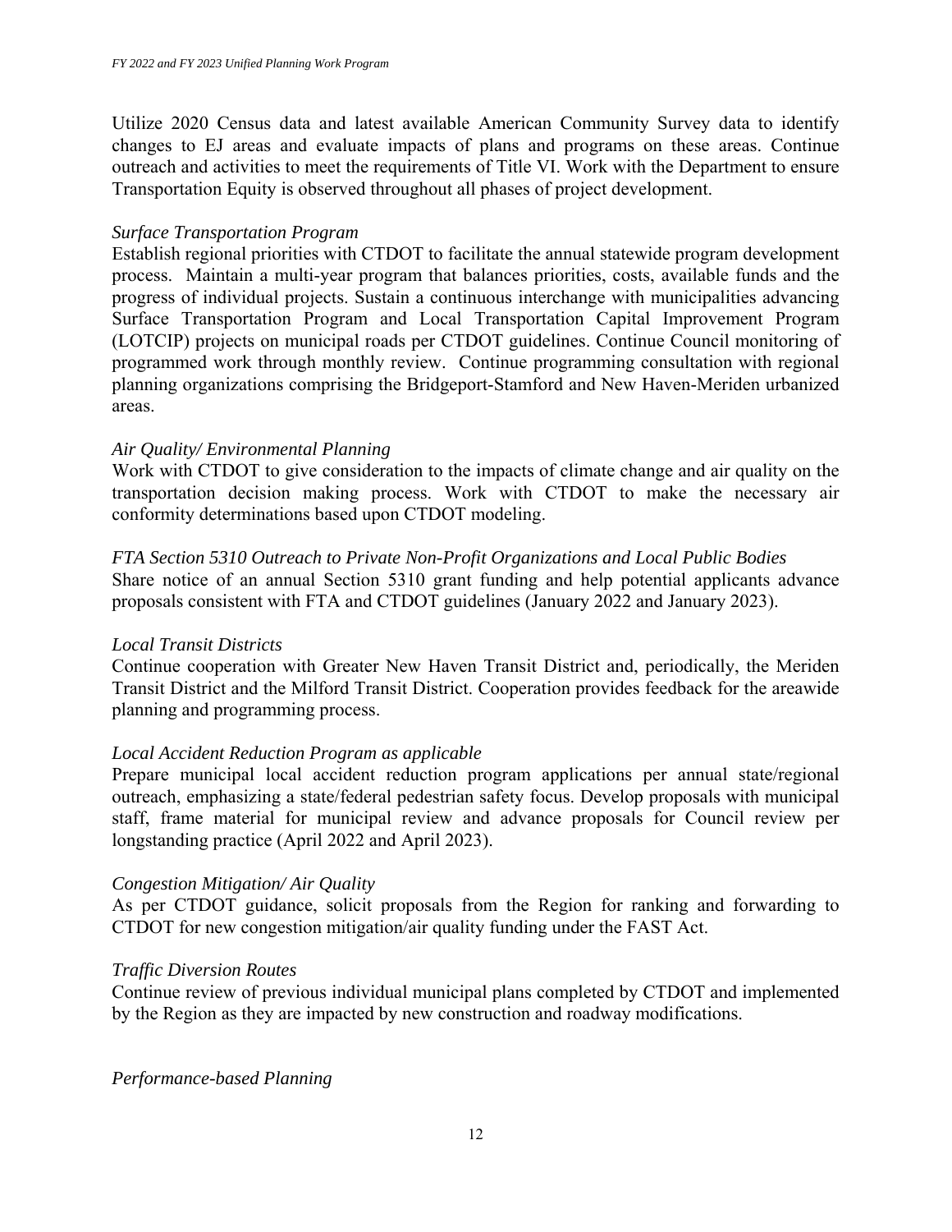Utilize 2020 Census data and latest available American Community Survey data to identify changes to EJ areas and evaluate impacts of plans and programs on these areas. Continue outreach and activities to meet the requirements of Title VI. Work with the Department to ensure Transportation Equity is observed throughout all phases of project development.

*Surface Transportation Program*

Establish regional priorities with CTDOT to facilitate the annual statewide program development process. Maintain a multi-year program that balances priorities, costs, available funds and the progress of individual projects. Sustain a continuous interchange with municipalities advancing Surface Transportation Program and Local Transportation Capital Improvement Program (LOTCIP) projects on municipal roads per CTDOT guidelines. Continue Council monitoring of programmed work through monthly review. Continue programming consultation with regional planning organizations comprising the Bridgeport-Stamford and New Haven-Meriden urbanized areas.

*Air Quality/ Environmental Planning*

Work with CTDOT to give consideration to the impacts of climate change and air quality on the transportation decision making process. Work with CTDOT to make the necessary air conformity determinations based upon CTDOT modeling.

*FTA Section 5310 Outreach to Private Non-Profit Organizations and Local Public Bodies*

Share notice of an annual Section 5310 grant funding and help potential applicants advance proposals consistent with FTA and CTDOT guidelines (January 2022 and January 2023).

*Local Transit Districts*

Continue cooperation with Greater New Haven Transit District and, periodically, the Meriden Transit District and the Milford Transit District. Cooperation provides feedback for the areawide planning and programming process.

*Local Accident Reduction Program as applicable*

Prepare municipal local accident reduction program applications per annual state/regional outreach, emphasizing a state/federal pedestrian safety focus. Develop proposals with municipal staff, frame material for municipal review and advance proposals for Council review per longstanding practice (April 2022 and April 2023).

*Congestion Mitigation/ Air Quality*

As per CTDOT guidance, solicit proposals from the Region for ranking and forwarding to CTDOT for new congestion mitigation/air quality funding under the FAST Act.

*Traffic Diversion Routes*

Continue review of previous individual municipal plans completed by CTDOT and implemented by the Region as they are impacted by new construction and roadway modifications.

*Performance-based Planning*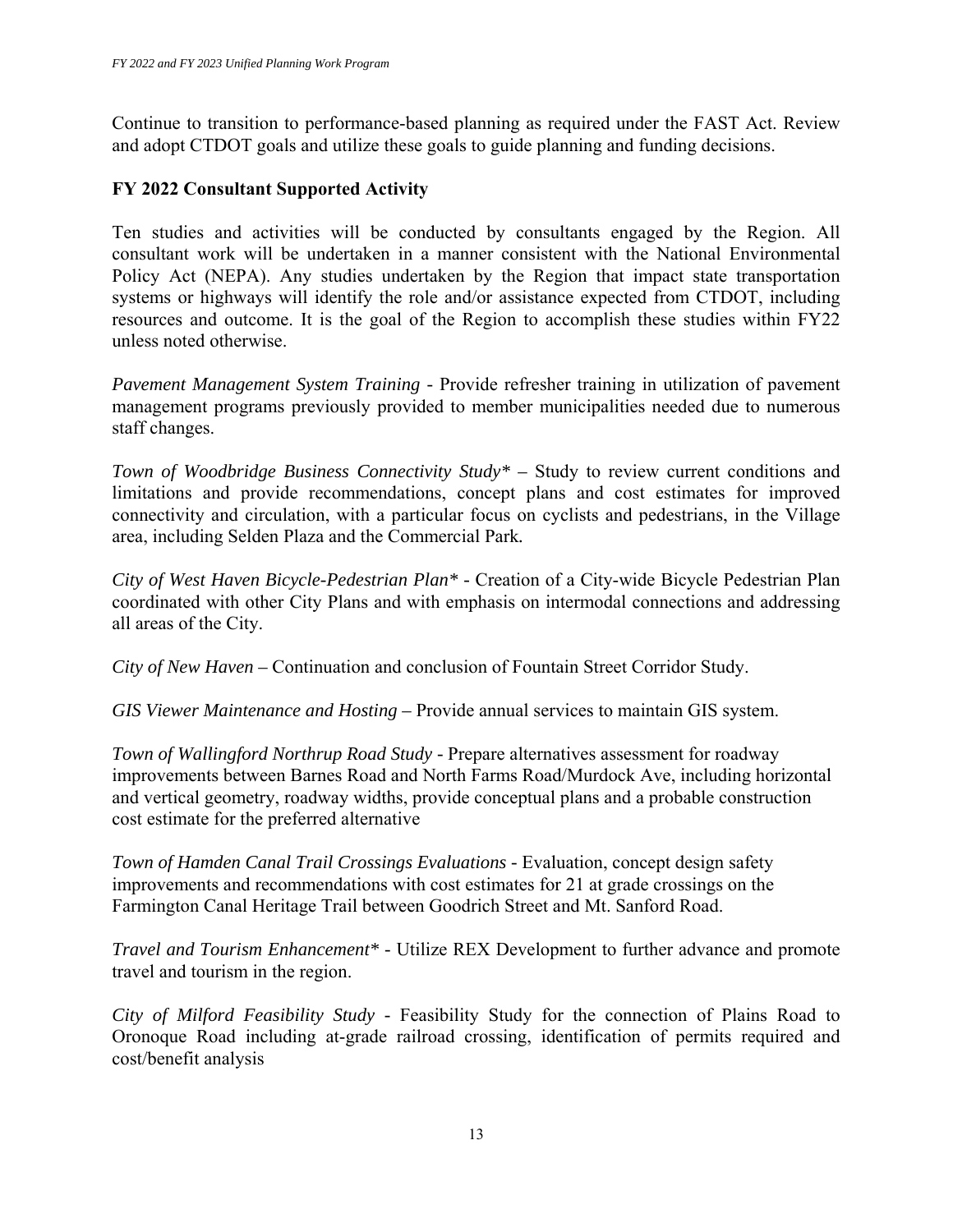Continue to transition to performance-based planning as required under the FAST Act. Review and adopt CTDOT goals and utilize these goals to guide planning and funding decisions.

### FY 2022 Consultant Supported Activity

Ten studies and activities will be conducted by consultants engaged by the Region. All consultant work will be undertaken in a manner consistent with the National Environmental Policy Act (NEPA). Any studies undertaken by the Region that impact state transportation systems or highways will identify the role and/or assistance expected from CTDOT, including resources and outcome. It is the goal of the Region to accomplish these studies within FY22 unless noted otherwise.

*Pavement Management System Training* - Provide refresher training in utilization of pavement management programs previously provided to member municipalities needed due to numerous staff changes.

*Town of Woodbridge Business Connectivity Study** – Study to review current conditions and limitations and provide recommendations, concept plans and cost estimates for improved connectivity and circulation, with a particular focus on cyclists and pedestrians, in the Village area, including Selden Plaza and the Commercial Park.

*City of West Haven Bicycle-Pedestrian Plan** - Creation of a City-wide Bicycle Pedestrian Plan coordinated with other City Plans and with emphasis on intermodal connections and addressing all areas of the City.

*City of New Haven* – Continuation and conclusion of Fountain Street Corridor Study.

*GIS Viewer Maintenance and Hosting* – Provide annual services to maintain GIS system.

*Town of Wallingford Northrup Road Study* - Prepare alternatives assessment for roadway improvements between Barnes Road and North Farms Road/Murdock Ave, including horizontal and vertical geometry, roadway widths, provide conceptual plans and a probable construction cost estimate for the preferred alternative

*Town of Hamden Canal Trail Crossings Evaluations* - Evaluation, concept design safety improvements and recommendations with cost estimates for 21 at grade crossings on the Farmington Canal Heritage Trail between Goodrich Street and Mt. Sanford Road.

*Travel and Tourism Enhancement** - Utilize REX Development to further advance and promote travel and tourism in the region.

*City of Milford Feasibility Study* - Feasibility Study for the connection of Plains Road to Oronoque Road including at-grade railroad crossing, identification of permits required and cost/benefit analysis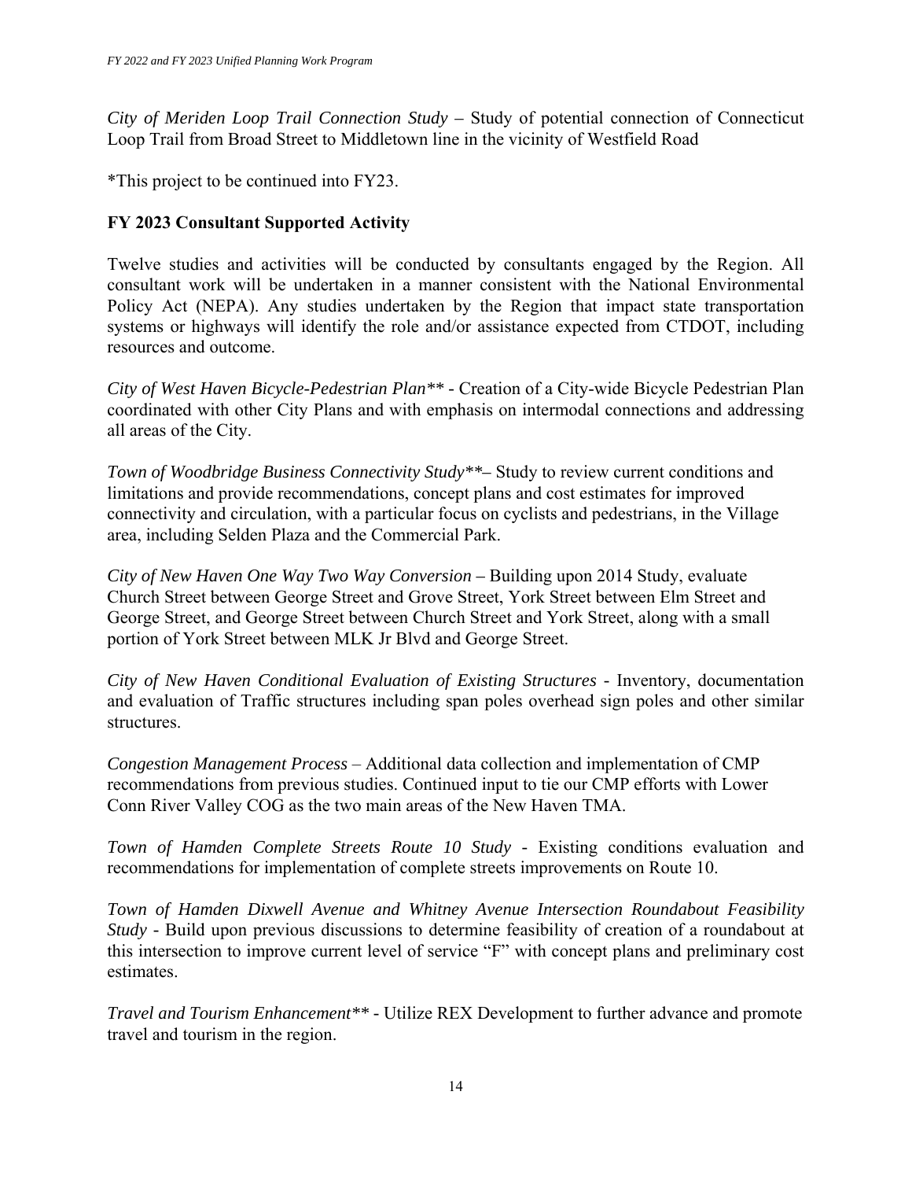*City of Meriden Loop Trail Connection Study* – Study of potential connection of Connecticut Loop Trail from Broad Street to Middletown line in the vicinity of Westfield Road

*This project to be continued into FY23.

**FY 2023 Consultant Supported Activity**

Twelve studies and activities will be conducted by consultants engaged by the Region. All consultant work will be undertaken in a manner consistent with the National Environmental Policy Act (NEPA). Any studies undertaken by the Region that impact state transportation systems or highways will identify the role and/or assistance expected from CTDOT, including resources and outcome.

*City of West Haven Bicycle-Pedestrian Plan*** - Creation of a City-wide Bicycle Pedestrian Plan coordinated with other City Plans and with emphasis on intermodal connections and addressing all areas of the City.

*Town of Woodbridge Business Connectivity Study***– Study to review current conditions and limitations and provide recommendations, concept plans and cost estimates for improved connectivity and circulation, with a particular focus on cyclists and pedestrians, in the Village area, including Selden Plaza and the Commercial Park.

*City of New Haven One Way Two Way Conversion* – Building upon 2014 Study, evaluate Church Street between George Street and Grove Street, York Street between Elm Street and George Street, and George Street between Church Street and York Street, along with a small portion of York Street between MLK Jr Blvd and George Street.

*City of New Haven Conditional Evaluation of Existing Structures* - Inventory, documentation and evaluation of Traffic structures including span poles overhead sign poles and other similar structures.

*Congestion Management Process* – Additional data collection and implementation of CMP recommendations from previous studies. Continued input to tie our CMP efforts with Lower Conn River Valley COG as the two main areas of the New Haven TMA.

*Town of Hamden Complete Streets Route 10 Study* - Existing conditions evaluation and recommendations for implementation of complete streets improvements on Route 10.

*Town of Hamden Dixwell Avenue and Whitney Avenue Intersection Roundabout Feasibility Study* - Build upon previous discussions to determine feasibility of creation of a roundabout at this intersection to improve current level of service "F" with concept plans and preliminary cost estimates.

*Travel and Tourism Enhancement*** - Utilize REX Development to further advance and promote travel and tourism in the region.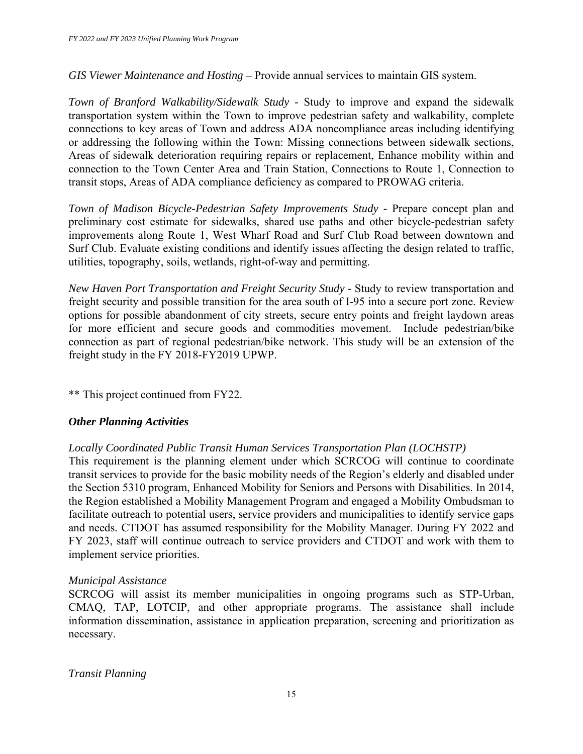*GIS Viewer Maintenance and Hosting* – Provide annual services to maintain GIS system.

*Town of Branford Walkability/Sidewalk Study* - Study to improve and expand the sidewalk transportation system within the Town to improve pedestrian safety and walkability, complete connections to key areas of Town and address ADA noncompliance areas including identifying or addressing the following within the Town: Missing connections between sidewalk sections, Areas of sidewalk deterioration requiring repairs or replacement, Enhance mobility within and connection to the Town Center Area and Train Station, Connections to Route 1, Connection to transit stops, Areas of ADA compliance deficiency as compared to PROWAG criteria.

*Town of Madison Bicycle-Pedestrian Safety Improvements Study* - Prepare concept plan and preliminary cost estimate for sidewalks, shared use paths and other bicycle-pedestrian safety improvements along Route 1, West Wharf Road and Surf Club Road between downtown and Surf Club. Evaluate existing conditions and identify issues affecting the design related to traffic, utilities, topography, soils, wetlands, right-of-way and permitting.

*New Haven Port Transportation and Freight Security Study* - Study to review transportation and freight security and possible transition for the area south of I-95 into a secure port zone. Review options for possible abandonment of city streets, secure entry points and freight laydown areas for more efficient and secure goods and commodities movement. Include pedestrian/bike connection as part of regional pedestrian/bike network. This study will be an extension of the freight study in the FY 2018-FY2019 UPWP.

** This project continued from FY22.

### *Other Planning Activities*

*Locally Coordinated Public Transit Human Services Transportation Plan (LOCHSTP)*
This requirement is the planning element under which SCRCOG will continue to coordinate transit services to provide for the basic mobility needs of the Region's elderly and disabled under the Section 5310 program, Enhanced Mobility for Seniors and Persons with Disabilities. In 2014, the Region established a Mobility Management Program and engaged a Mobility Ombudsman to facilitate outreach to potential users, service providers and municipalities to identify service gaps and needs. CTDOT has assumed responsibility for the Mobility Manager. During FY 2022 and FY 2023, staff will continue outreach to service providers and CTDOT and work with them to implement service priorities.

*Municipal Assistance*
SCRCOG will assist its member municipalities in ongoing programs such as STP-Urban, CMAQ, TAP, LOTCIP, and other appropriate programs. The assistance shall include information dissemination, assistance in application preparation, screening and prioritization as necessary.

*Transit Planning*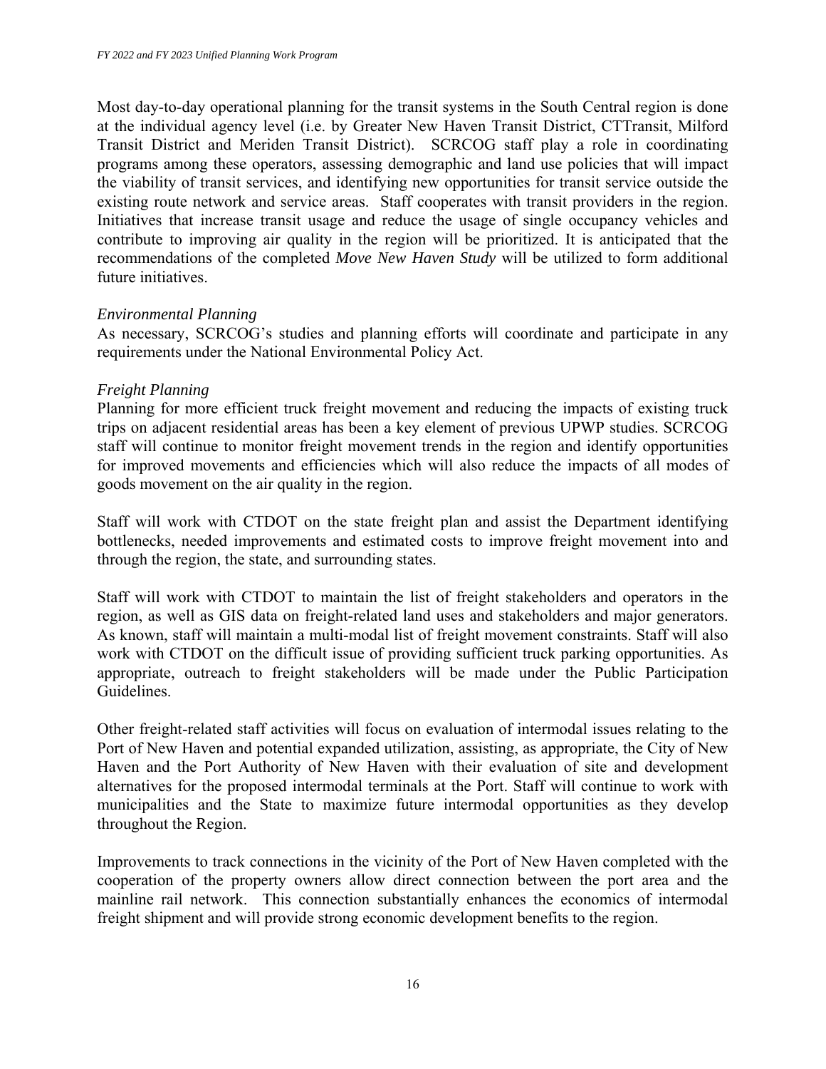Most day-to-day operational planning for the transit systems in the South Central region is done at the individual agency level (i.e. by Greater New Haven Transit District, CTTransit, Milford Transit District and Meriden Transit District). SCRCOG staff play a role in coordinating programs among these operators, assessing demographic and land use policies that will impact the viability of transit services, and identifying new opportunities for transit service outside the existing route network and service areas. Staff cooperates with transit providers in the region. Initiatives that increase transit usage and reduce the usage of single occupancy vehicles and contribute to improving air quality in the region will be prioritized. It is anticipated that the recommendations of the completed *Move New Haven Study* will be utilized to form additional future initiatives.

*Environmental Planning*

As necessary, SCRCOG's studies and planning efforts will coordinate and participate in any requirements under the National Environmental Policy Act.

*Freight Planning*

Planning for more efficient truck freight movement and reducing the impacts of existing truck trips on adjacent residential areas has been a key element of previous UPWP studies. SCRCOG staff will continue to monitor freight movement trends in the region and identify opportunities for improved movements and efficiencies which will also reduce the impacts of all modes of goods movement on the air quality in the region.

Staff will work with CTDOT on the state freight plan and assist the Department identifying bottlenecks, needed improvements and estimated costs to improve freight movement into and through the region, the state, and surrounding states.

Staff will work with CTDOT to maintain the list of freight stakeholders and operators in the region, as well as GIS data on freight-related land uses and stakeholders and major generators. As known, staff will maintain a multi-modal list of freight movement constraints. Staff will also work with CTDOT on the difficult issue of providing sufficient truck parking opportunities. As appropriate, outreach to freight stakeholders will be made under the Public Participation Guidelines.

Other freight-related staff activities will focus on evaluation of intermodal issues relating to the Port of New Haven and potential expanded utilization, assisting, as appropriate, the City of New Haven and the Port Authority of New Haven with their evaluation of site and development alternatives for the proposed intermodal terminals at the Port. Staff will continue to work with municipalities and the State to maximize future intermodal opportunities as they develop throughout the Region.

Improvements to track connections in the vicinity of the Port of New Haven completed with the cooperation of the property owners allow direct connection between the port area and the mainline rail network. This connection substantially enhances the economics of intermodal freight shipment and will provide strong economic development benefits to the region.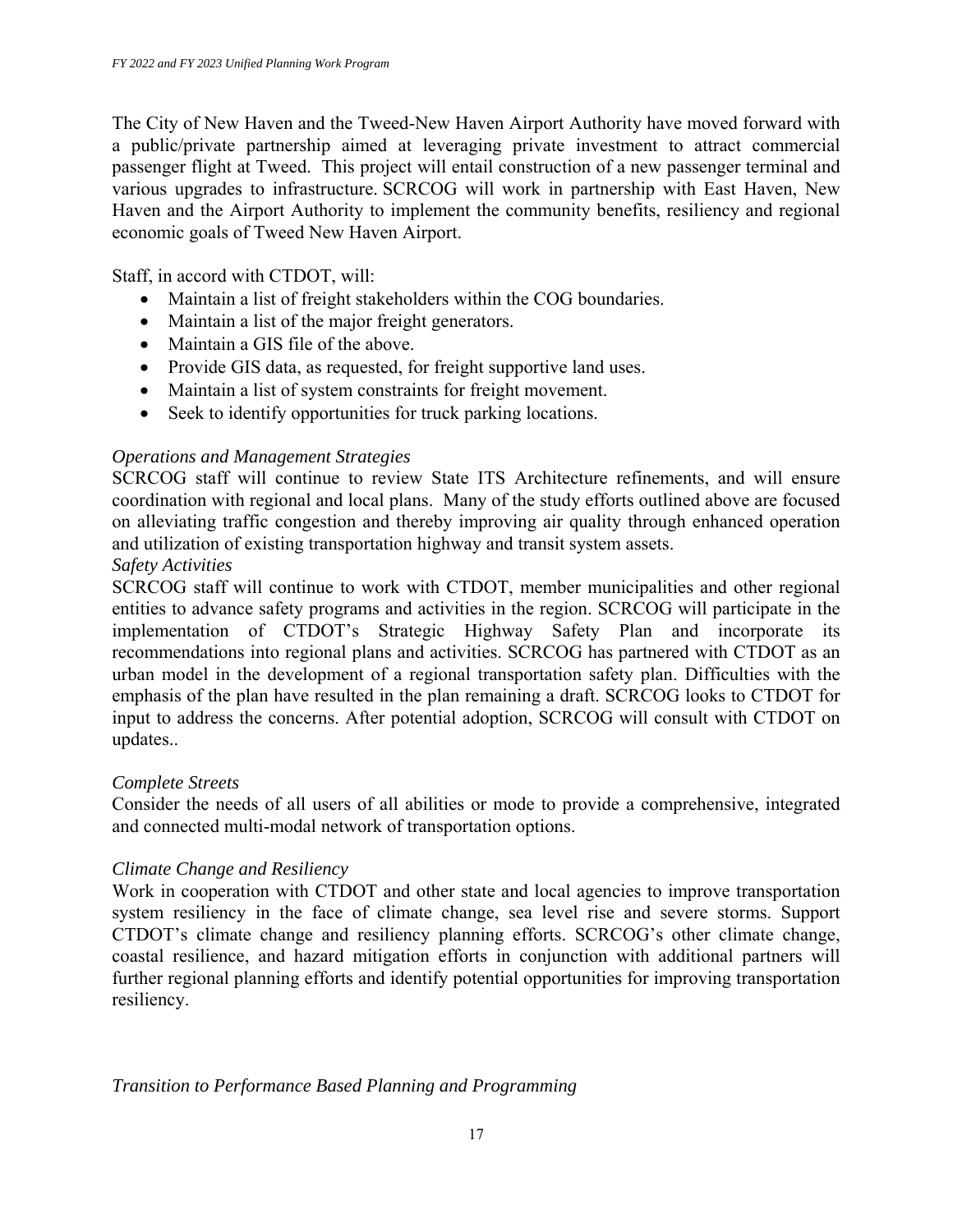The City of New Haven and the Tweed-New Haven Airport Authority have moved forward with a public/private partnership aimed at leveraging private investment to attract commercial passenger flight at Tweed. This project will entail construction of a new passenger terminal and various upgrades to infrastructure. SCRCOG will work in partnership with East Haven, New Haven and the Airport Authority to implement the community benefits, resiliency and regional economic goals of Tweed New Haven Airport.

Staff, in accord with CTDOT, will:

- Maintain a list of freight stakeholders within the COG boundaries.
- Maintain a list of the major freight generators.
- Maintain a GIS file of the above.
- Provide GIS data, as requested, for freight supportive land uses.
- Maintain a list of system constraints for freight movement.
- Seek to identify opportunities for truck parking locations.

*Operations and Management Strategies*

SCRCOG staff will continue to review State ITS Architecture refinements, and will ensure coordination with regional and local plans. Many of the study efforts outlined above are focused on alleviating traffic congestion and thereby improving air quality through enhanced operation and utilization of existing transportation highway and transit system assets.

*Safety Activities*

SCRCOG staff will continue to work with CTDOT, member municipalities and other regional entities to advance safety programs and activities in the region. SCRCOG will participate in the implementation of CTDOT's Strategic Highway Safety Plan and incorporate its recommendations into regional plans and activities. SCRCOG has partnered with CTDOT as an urban model in the development of a regional transportation safety plan. Difficulties with the emphasis of the plan have resulted in the plan remaining a draft. SCRCOG looks to CTDOT for input to address the concerns. After potential adoption, SCRCOG will consult with CTDOT on updates..

*Complete Streets*

Consider the needs of all users of all abilities or mode to provide a comprehensive, integrated and connected multi-modal network of transportation options.

*Climate Change and Resiliency*

Work in cooperation with CTDOT and other state and local agencies to improve transportation system resiliency in the face of climate change, sea level rise and severe storms. Support CTDOT's climate change and resiliency planning efforts. SCRCOG's other climate change, coastal resilience, and hazard mitigation efforts in conjunction with additional partners will further regional planning efforts and identify potential opportunities for improving transportation resiliency.

*Transition to Performance Based Planning and Programming*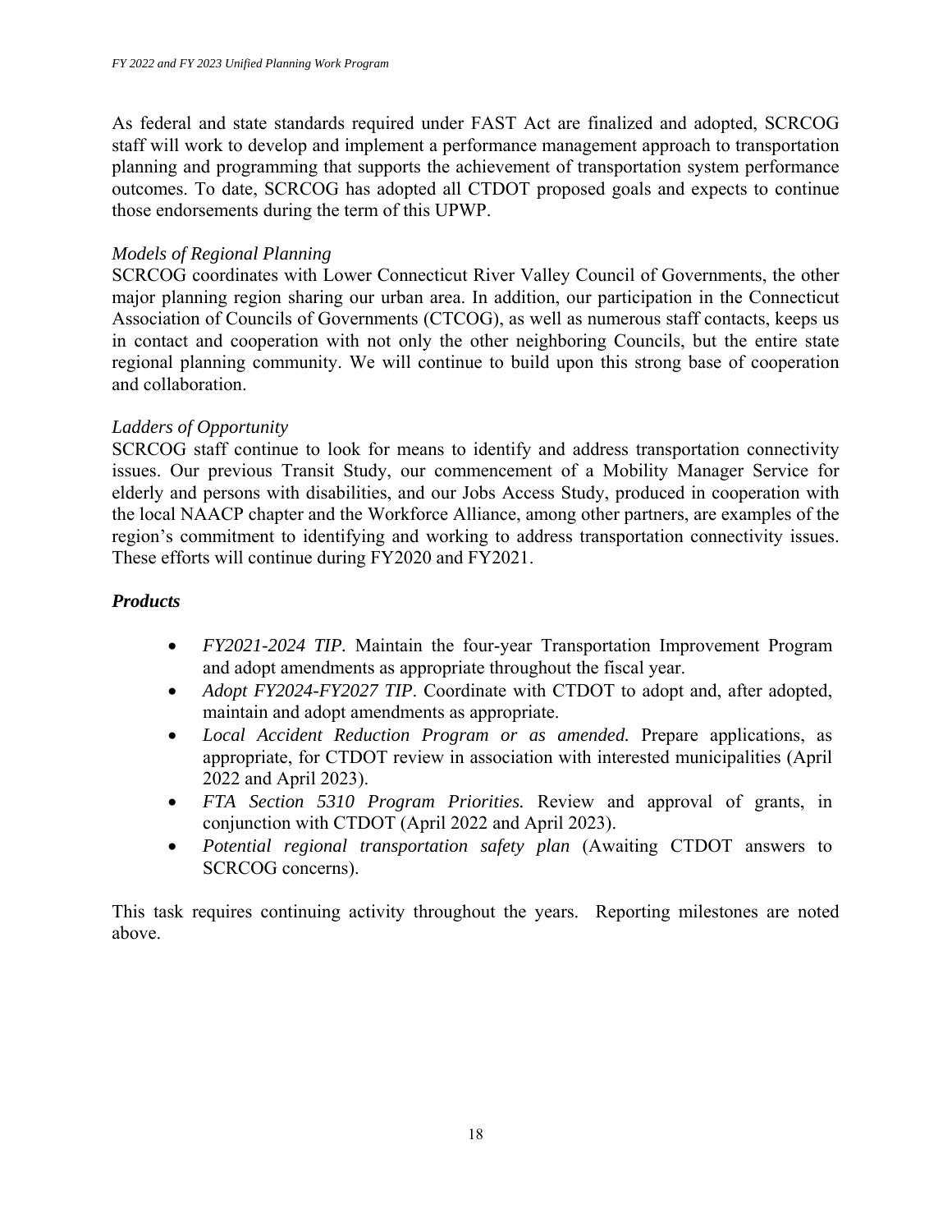As federal and state standards required under FAST Act are finalized and adopted, SCRCOG staff will work to develop and implement a performance management approach to transportation planning and programming that supports the achievement of transportation system performance outcomes. To date, SCRCOG has adopted all CTDOT proposed goals and expects to continue those endorsements during the term of this UPWP.

*Models of Regional Planning*
SCRCOG coordinates with Lower Connecticut River Valley Council of Governments, the other major planning region sharing our urban area. In addition, our participation in the Connecticut Association of Councils of Governments (CTCOG), as well as numerous staff contacts, keeps us in contact and cooperation with not only the other neighboring Councils, but the entire state regional planning community. We will continue to build upon this strong base of cooperation and collaboration.

*Ladders of Opportunity*
SCRCOG staff continue to look for means to identify and address transportation connectivity issues. Our previous Transit Study, our commencement of a Mobility Manager Service for elderly and persons with disabilities, and our Jobs Access Study, produced in cooperation with the local NAACP chapter and the Workforce Alliance, among other partners, are examples of the region's commitment to identifying and working to address transportation connectivity issues. These efforts will continue during FY2020 and FY2021.

### ***Products***

- *FY2021-2024 TIP.* Maintain the four-year Transportation Improvement Program and adopt amendments as appropriate throughout the fiscal year.
- *Adopt FY2024-FY2027 TIP*. Coordinate with CTDOT to adopt and, after adopted, maintain and adopt amendments as appropriate.
- *Local Accident Reduction Program or as amended.* Prepare applications, as appropriate, for CTDOT review in association with interested municipalities (April 2022 and April 2023).
- *FTA Section 5310 Program Priorities.* Review and approval of grants, in conjunction with CTDOT (April 2022 and April 2023).
- *Potential regional transportation safety plan* (Awaiting CTDOT answers to SCRCOG concerns).

This task requires continuing activity throughout the years. Reporting milestones are noted above.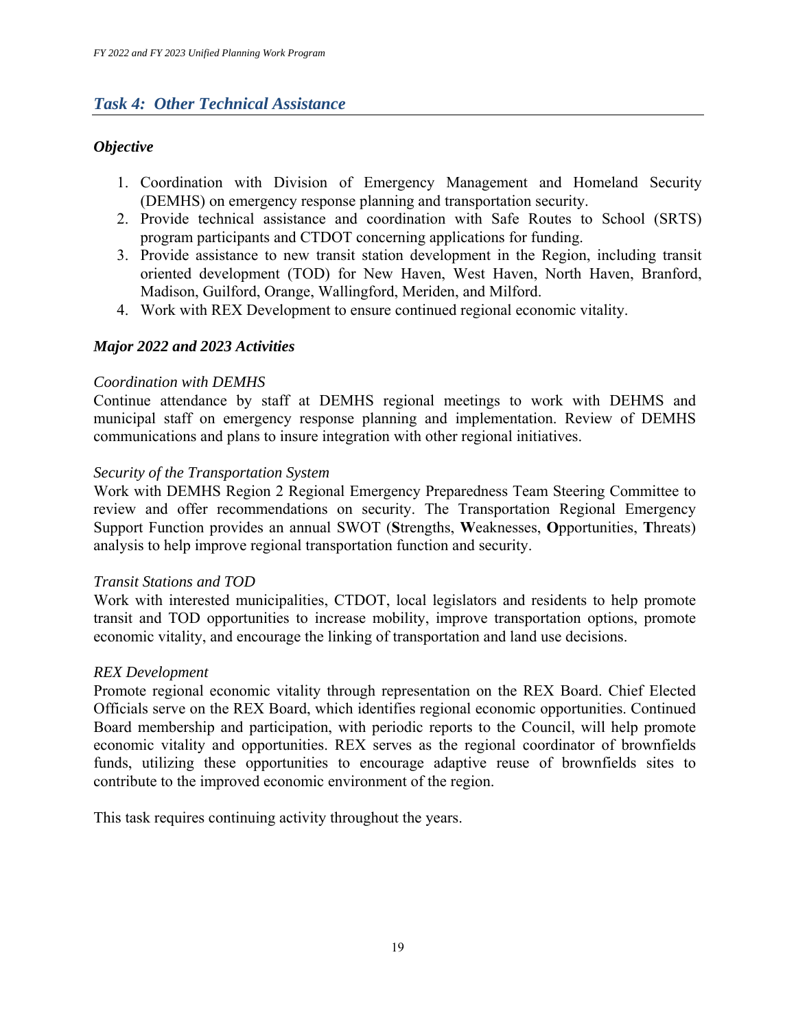## *Task 4: Other Technical Assistance*

### *Objective*

1. Coordination with Division of Emergency Management and Homeland Security (DEMHS) on emergency response planning and transportation security.
2. Provide technical assistance and coordination with Safe Routes to School (SRTS) program participants and CTDOT concerning applications for funding.
3. Provide assistance to new transit station development in the Region, including transit oriented development (TOD) for New Haven, West Haven, North Haven, Branford, Madison, Guilford, Orange, Wallingford, Meriden, and Milford.
4. Work with REX Development to ensure continued regional economic vitality.

### *Major 2022 and 2023 Activities*

*Coordination with DEMHS*
Continue attendance by staff at DEMHS regional meetings to work with DEHMS and municipal staff on emergency response planning and implementation. Review of DEMHS communications and plans to insure integration with other regional initiatives.

*Security of the Transportation System*
Work with DEMHS Region 2 Regional Emergency Preparedness Team Steering Committee to review and offer recommendations on security. The Transportation Regional Emergency Support Function provides an annual SWOT (**S**trengths, **W**eaknesses, **O**pportunities, **T**hreats) analysis to help improve regional transportation function and security.

*Transit Stations and TOD*
Work with interested municipalities, CTDOT, local legislators and residents to help promote transit and TOD opportunities to increase mobility, improve transportation options, promote economic vitality, and encourage the linking of transportation and land use decisions.

*REX Development*
Promote regional economic vitality through representation on the REX Board. Chief Elected Officials serve on the REX Board, which identifies regional economic opportunities. Continued Board membership and participation, with periodic reports to the Council, will help promote economic vitality and opportunities. REX serves as the regional coordinator of brownfields funds, utilizing these opportunities to encourage adaptive reuse of brownfields sites to contribute to the improved economic environment of the region.

This task requires continuing activity throughout the years.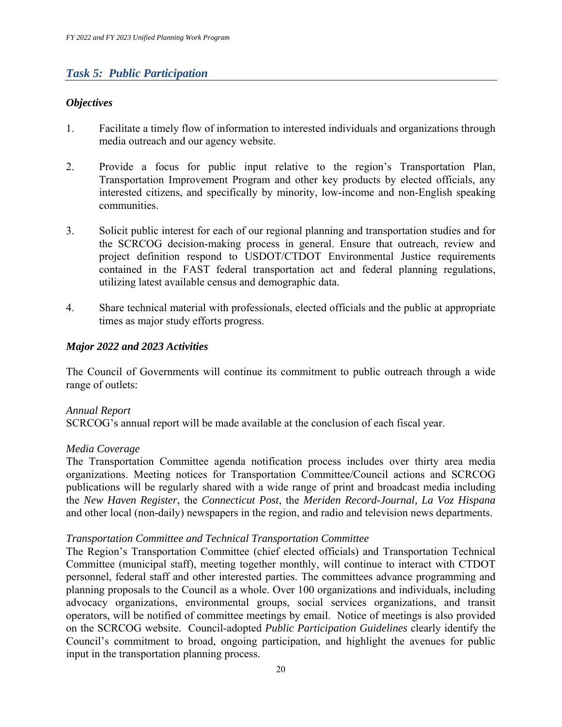## *Task 5: Public Participation*

### *Objectives*

1. Facilitate a timely flow of information to interested individuals and organizations through media outreach and our agency website.

2. Provide a focus for public input relative to the region's Transportation Plan, Transportation Improvement Program and other key products by elected officials, any interested citizens, and specifically by minority, low-income and non-English speaking communities.

3. Solicit public interest for each of our regional planning and transportation studies and for the SCRCOG decision-making process in general. Ensure that outreach, review and project definition respond to USDOT/CTDOT Environmental Justice requirements contained in the FAST federal transportation act and federal planning regulations, utilizing latest available census and demographic data.

4. Share technical material with professionals, elected officials and the public at appropriate times as major study efforts progress.

### *Major 2022 and 2023 Activities*

The Council of Governments will continue its commitment to public outreach through a wide range of outlets:

*Annual Report*
SCRCOG's annual report will be made available at the conclusion of each fiscal year.

*Media Coverage*
The Transportation Committee agenda notification process includes over thirty area media organizations. Meeting notices for Transportation Committee/Council actions and SCRCOG publications will be regularly shared with a wide range of print and broadcast media including the *New Haven Register*, the *Connecticut Post*, the *Meriden Record-Journal, La Voz Hispana* and other local (non-daily) newspapers in the region, and radio and television news departments.

*Transportation Committee and Technical Transportation Committee*
The Region's Transportation Committee (chief elected officials) and Transportation Technical Committee (municipal staff), meeting together monthly, will continue to interact with CTDOT personnel, federal staff and other interested parties. The committees advance programming and planning proposals to the Council as a whole. Over 100 organizations and individuals, including advocacy organizations, environmental groups, social services organizations, and transit operators, will be notified of committee meetings by email. Notice of meetings is also provided on the SCRCOG website. Council-adopted *Public Participation Guidelines* clearly identify the Council's commitment to broad, ongoing participation, and highlight the avenues for public input in the transportation planning process.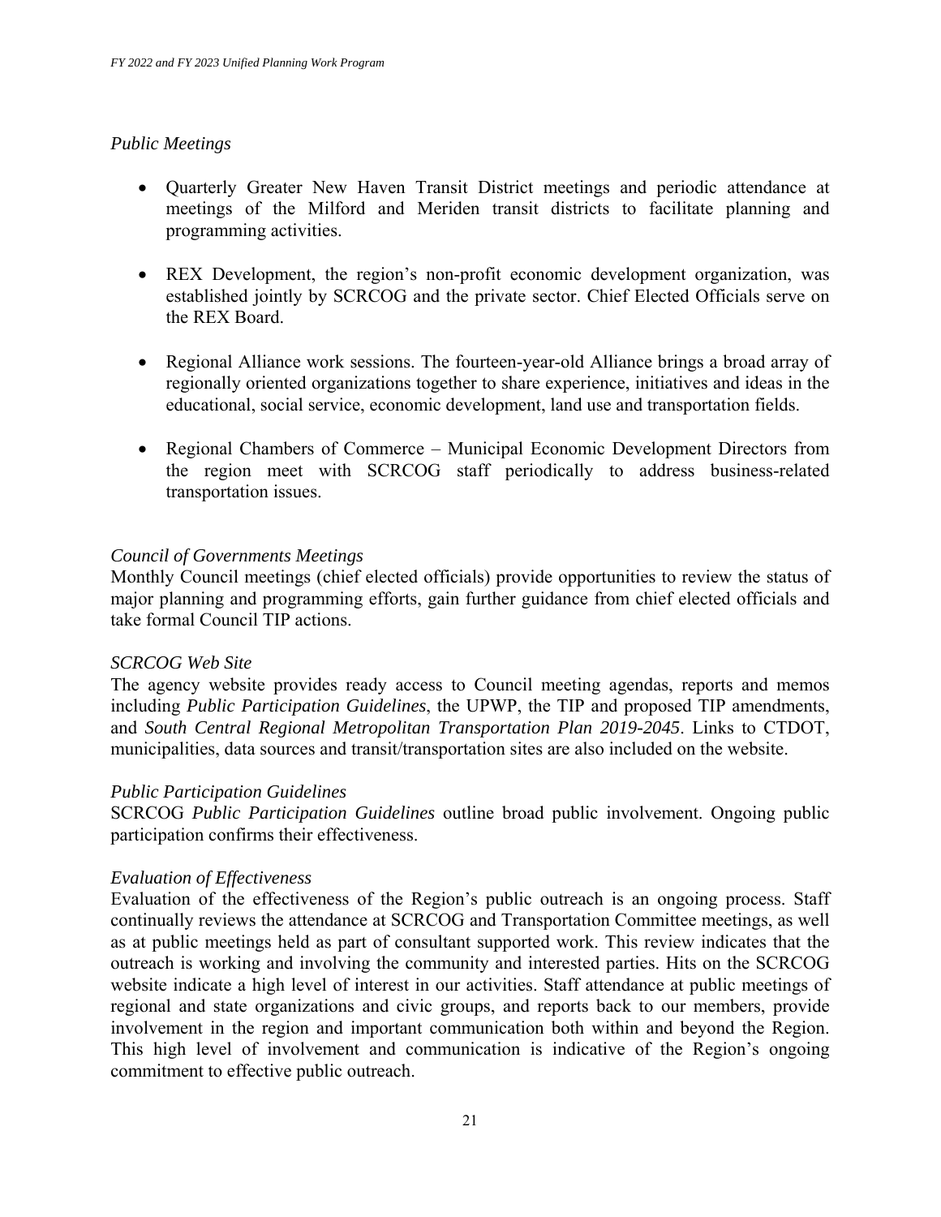*Public Meetings*

- Quarterly Greater New Haven Transit District meetings and periodic attendance at meetings of the Milford and Meriden transit districts to facilitate planning and programming activities.

- REX Development, the region's non-profit economic development organization, was established jointly by SCRCOG and the private sector. Chief Elected Officials serve on the REX Board.

- Regional Alliance work sessions. The fourteen-year-old Alliance brings a broad array of regionally oriented organizations together to share experience, initiatives and ideas in the educational, social service, economic development, land use and transportation fields.

- Regional Chambers of Commerce – Municipal Economic Development Directors from the region meet with SCRCOG staff periodically to address business-related transportation issues.

*Council of Governments Meetings*
Monthly Council meetings (chief elected officials) provide opportunities to review the status of major planning and programming efforts, gain further guidance from chief elected officials and take formal Council TIP actions.

*SCRCOG Web Site*
The agency website provides ready access to Council meeting agendas, reports and memos including *Public Participation Guidelines*, the UPWP, the TIP and proposed TIP amendments, and *South Central Regional Metropolitan Transportation Plan 2019-2045*. Links to CTDOT, municipalities, data sources and transit/transportation sites are also included on the website.

*Public Participation Guidelines*
SCRCOG *Public Participation Guidelines* outline broad public involvement. Ongoing public participation confirms their effectiveness.

*Evaluation of Effectiveness*
Evaluation of the effectiveness of the Region's public outreach is an ongoing process. Staff continually reviews the attendance at SCRCOG and Transportation Committee meetings, as well as at public meetings held as part of consultant supported work. This review indicates that the outreach is working and involving the community and interested parties. Hits on the SCRCOG website indicate a high level of interest in our activities. Staff attendance at public meetings of regional and state organizations and civic groups, and reports back to our members, provide involvement in the region and important communication both within and beyond the Region. This high level of involvement and communication is indicative of the Region's ongoing commitment to effective public outreach.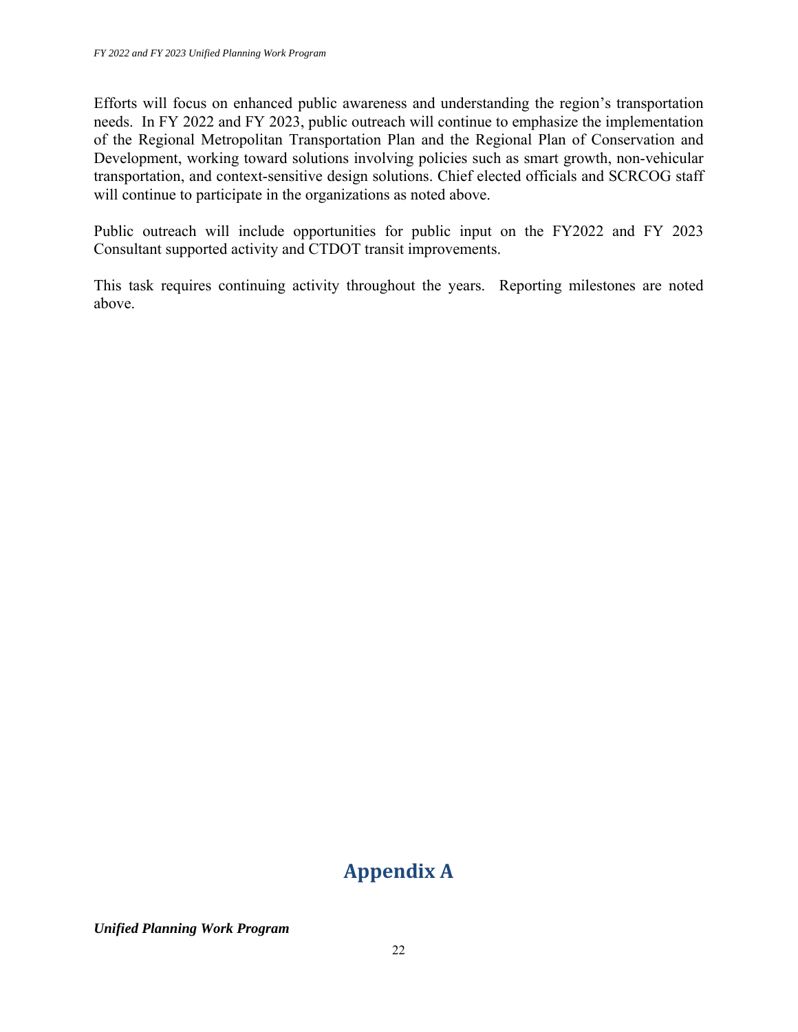Efforts will focus on enhanced public awareness and understanding the region's transportation needs. In FY 2022 and FY 2023, public outreach will continue to emphasize the implementation of the Regional Metropolitan Transportation Plan and the Regional Plan of Conservation and Development, working toward solutions involving policies such as smart growth, non-vehicular transportation, and context-sensitive design solutions. Chief elected officials and SCRCOG staff will continue to participate in the organizations as noted above.

Public outreach will include opportunities for public input on the FY2022 and FY 2023 Consultant supported activity and CTDOT transit improvements.

This task requires continuing activity throughout the years. Reporting milestones are noted above.

# Appendix A

***Unified Planning Work Program***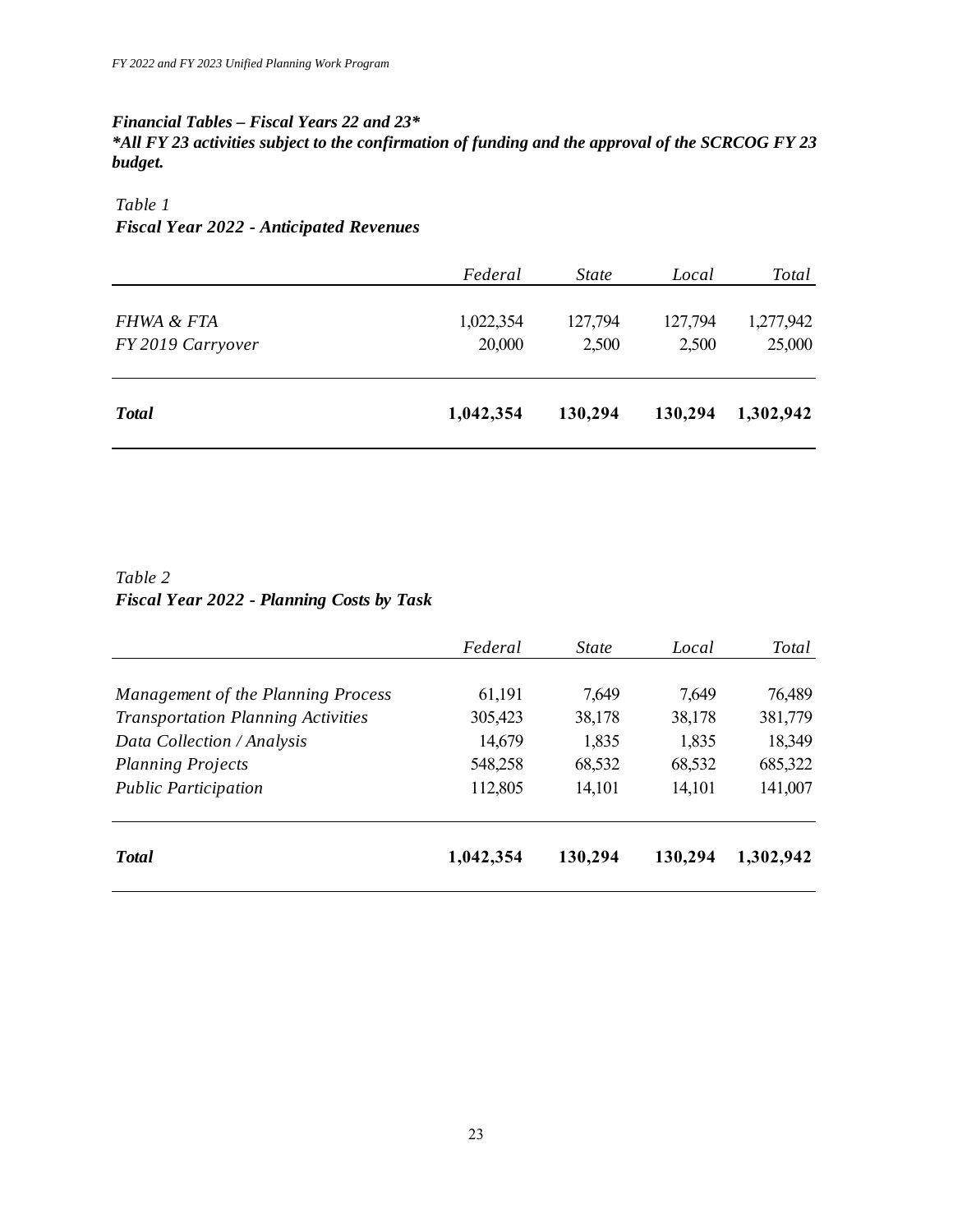***Financial Tables – Fiscal Years 22 and 23****

***\*All FY 23 activities subject to the confirmation of funding and the approval of the SCRCOG FY 23 budget.***

*Table 1*

***Fiscal Year 2022 - Anticipated Revenues***

| | *Federal* | *State* | *Local* | *Total* |
|---|---|---|---|---|
| *FHWA & FTA* | 1,022,354 | 127,794 | 127,794 | 1,277,942 |
| *FY 2019 Carryover* | 20,000 | 2,500 | 2,500 | 25,000 |
| ***Total*** | **1,042,354** | **130,294** | **130,294** | **1,302,942** |

*Table 2*

***Fiscal Year 2022 - Planning Costs by Task***

| | *Federal* | *State* | *Local* | *Total* |
|---|---|---|---|---|
| *Management of the Planning Process* | 61,191 | 7,649 | 7,649 | 76,489 |
| *Transportation Planning Activities* | 305,423 | 38,178 | 38,178 | 381,779 |
| *Data Collection / Analysis* | 14,679 | 1,835 | 1,835 | 18,349 |
| *Planning Projects* | 548,258 | 68,532 | 68,532 | 685,322 |
| *Public Participation* | 112,805 | 14,101 | 14,101 | 141,007 |
| ***Total*** | **1,042,354** | **130,294** | **130,294** | **1,302,942** |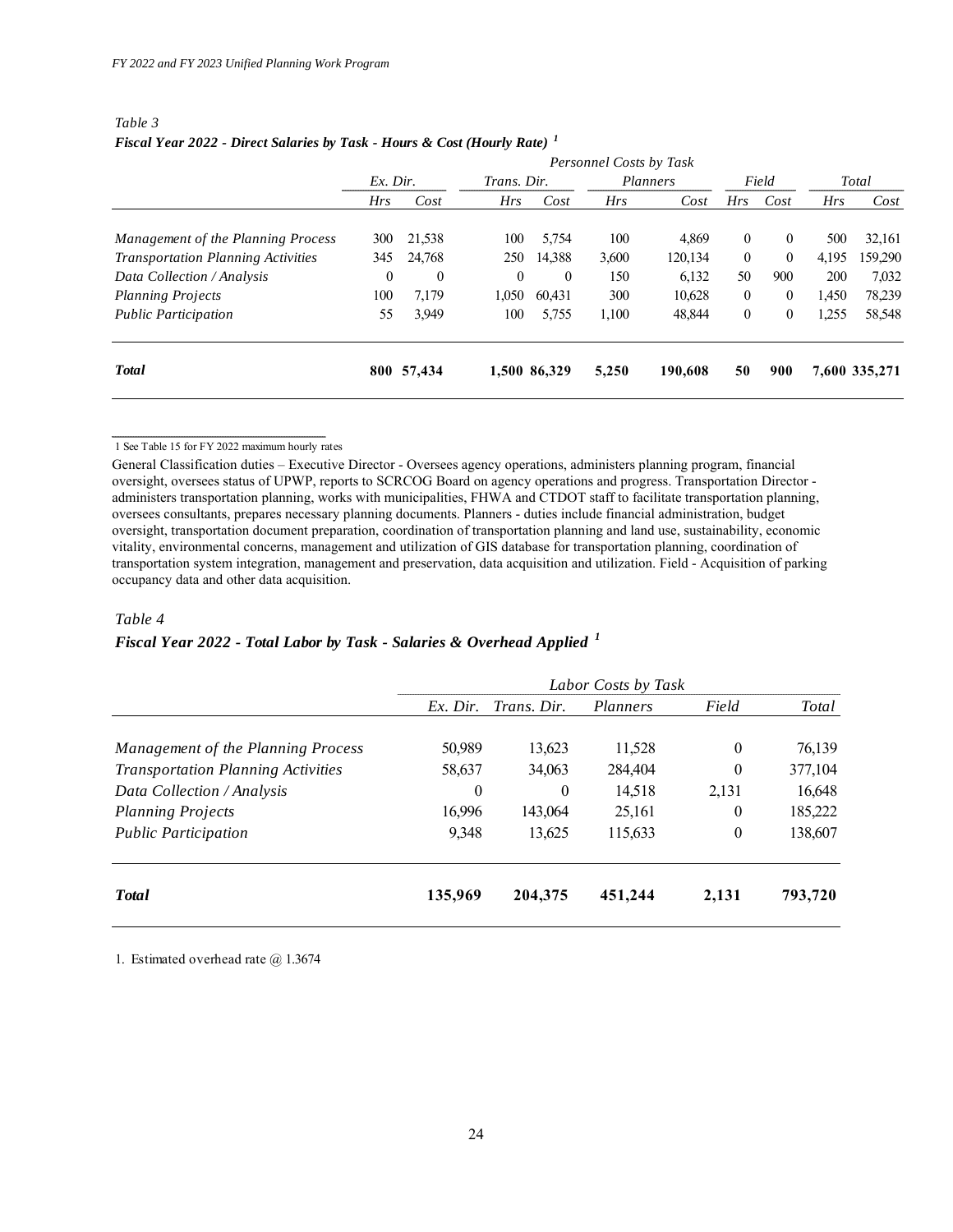*Table 3*

***Fiscal Year 2022 - Direct Salaries by Task - Hours & Cost (Hourly Rate)*** [1]

| | *Personnel Costs by Task* | | | | | | | | | |
|---|---|---|---|---|---|---|---|---|---|---|
| | *Ex. Dir.* | | *Trans. Dir.* | | *Planners* | | *Field* | | *Total* | |
| | *Hrs* | *Cost* | *Hrs* | *Cost* | *Hrs* | *Cost* | *Hrs* | *Cost* | *Hrs* | *Cost* |
| *Management of the Planning Process* | 300 | 21,538 | 100 | 5,754 | 100 | 4,869 | 0 | 0 | 500 | 32,161 |
| *Transportation Planning Activities* | 345 | 24,768 | 250 | 14,388 | 3,600 | 120,134 | 0 | 0 | 4,195 | 159,290 |
| *Data Collection / Analysis* | 0 | 0 | 0 | 0 | 150 | 6,132 | 50 | 900 | 200 | 7,032 |
| *Planning Projects* | 100 | 7,179 | 1,050 | 60,431 | 300 | 10,628 | 0 | 0 | 1,450 | 78,239 |
| *Public Participation* | 55 | 3,949 | 100 | 5,755 | 1,100 | 48,844 | 0 | 0 | 1,255 | 58,548 |
| ***Total*** | **800** | **57,434** | **1,500** | **86,329** | **5,250** | **190,608** | **50** | **900** | **7,600** | **335,271** |

1 See Table 15 for FY 2022 maximum hourly rates

General Classification duties – Executive Director - Oversees agency operations, administers planning program, financial oversight, oversees status of UPWP, reports to SCRCOG Board on agency operations and progress. Transportation Director - administers transportation planning, works with municipalities, FHWA and CTDOT staff to facilitate transportation planning, oversees consultants, prepares necessary planning documents. Planners - duties include financial administration, budget oversight, transportation document preparation, coordination of transportation planning and land use, sustainability, economic vitality, environmental concerns, management and utilization of GIS database for transportation planning, coordination of transportation system integration, management and preservation, data acquisition and utilization. Field - Acquisition of parking occupancy data and other data acquisition.

*Table 4*

***Fiscal Year 2022 - Total Labor by Task - Salaries & Overhead Applied*** [1]

| | *Labor Costs by Task* | | | | |
|---|---|---|---|---|---|
| | *Ex. Dir.* | *Trans. Dir.* | *Planners* | *Field* | *Total* |
| *Management of the Planning Process* | 50,989 | 13,623 | 11,528 | 0 | 76,139 |
| *Transportation Planning Activities* | 58,637 | 34,063 | 284,404 | 0 | 377,104 |
| *Data Collection / Analysis* | 0 | 0 | 14,518 | 2,131 | 16,648 |
| *Planning Projects* | 16,996 | 143,064 | 25,161 | 0 | 185,222 |
| *Public Participation* | 9,348 | 13,625 | 115,633 | 0 | 138,607 |
| ***Total*** | **135,969** | **204,375** | **451,244** | **2,131** | **793,720** |

1. Estimated overhead rate @ 1.3674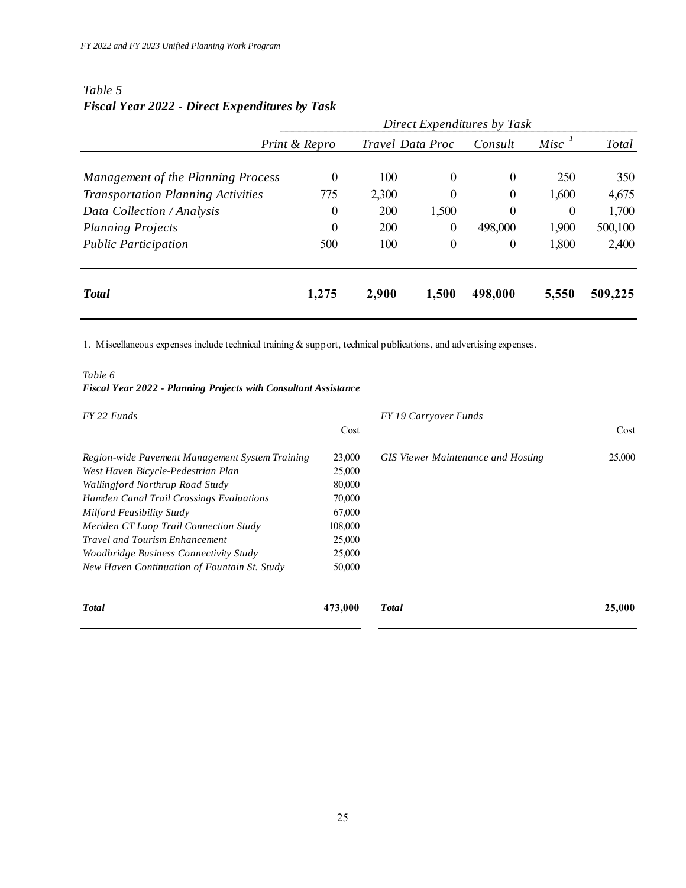*Table 5*
***Fiscal Year 2022 - Direct Expenditures by Task***

| | Direct Expenditures by Task | | | | | |
|---|---|---|---|---|---|---|
| | *Print & Repro* | *Travel* | *Data Proc* | *Consult* | *Misc* [1] | *Total* |
| *Management of the Planning Process* | 0 | 100 | 0 | 0 | 250 | 350 |
| *Transportation Planning Activities* | 775 | 2,300 | 0 | 0 | 1,600 | 4,675 |
| *Data Collection / Analysis* | 0 | 200 | 1,500 | 0 | 0 | 1,700 |
| *Planning Projects* | 0 | 200 | 0 | 498,000 | 1,900 | 500,100 |
| *Public Participation* | 500 | 100 | 0 | 0 | 1,800 | 2,400 |
| ***Total*** | **1,275** | **2,900** | **1,500** | **498,000** | **5,550** | **509,225** |

1. Miscellaneous expenses include technical training & support, technical publications, and advertising expenses.

*Table 6*
***Fiscal Year 2022 - Planning Projects with Consultant Assistance***

| *FY 22 Funds* | Cost |
|---|---|
| *Region-wide Pavement Management System Training* | 23,000 |
| *West Haven Bicycle-Pedestrian Plan* | 25,000 |
| *Wallingford Northrup Road Study* | 80,000 |
| *Hamden Canal Trail Crossings Evaluations* | 70,000 |
| *Milford Feasibility Study* | 67,000 |
| *Meriden CT Loop Trail Connection Study* | 108,000 |
| *Travel and Tourism Enhancement* | 25,000 |
| *Woodbridge Business Connectivity Study* | 25,000 |
| *New Haven Continuation of Fountain St. Study* | 50,000 |
| ***Total*** | **473,000** |

| *FY 19 Carryover Funds* | Cost |
|---|---|
| *GIS Viewer Maintenance and Hosting* | 25,000 |
| ***Total*** | **25,000** |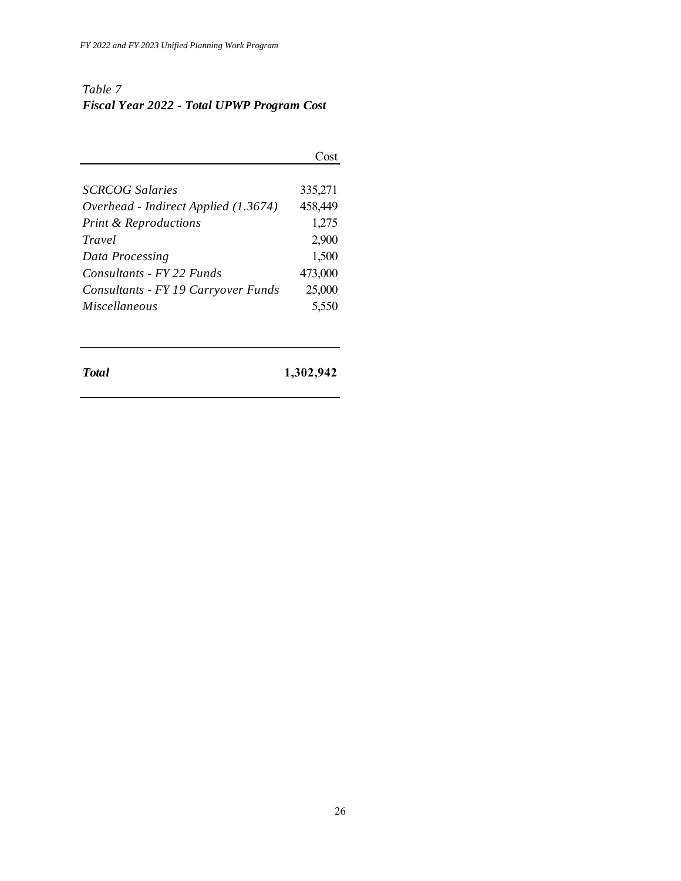*Table 7*
***Fiscal Year 2022 - Total UPWP Program Cost***

| | Cost |
|---|---:|
| *SCRCOG Salaries* | 335,271 |
| *Overhead - Indirect Applied (1.3674)* | 458,449 |
| *Print & Reproductions* | 1,275 |
| *Travel* | 2,900 |
| *Data Processing* | 1,500 |
| *Consultants - FY 22 Funds* | 473,000 |
| *Consultants - FY 19 Carryover Funds* | 25,000 |
| *Miscellaneous* | 5,550 |
| ***Total*** | **1,302,942** |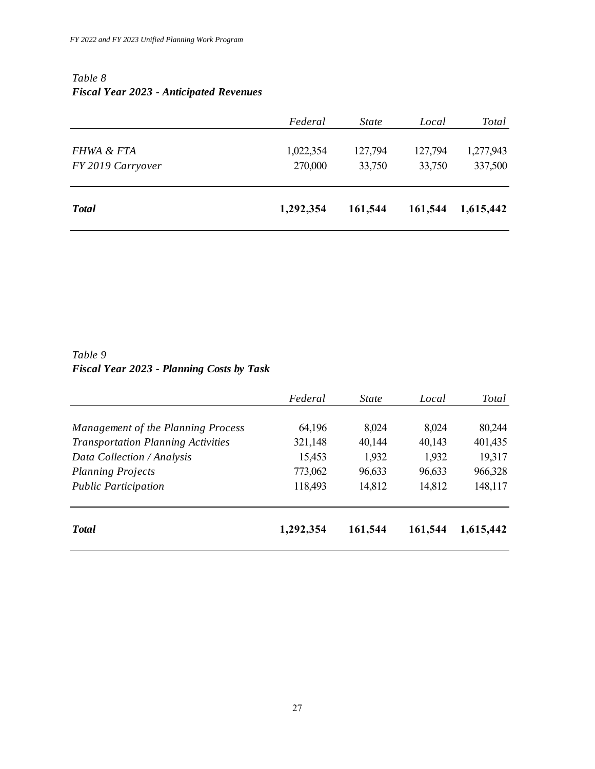*Table 8*
***Fiscal Year 2023 - Anticipated Revenues***

| | *Federal* | *State* | *Local* | *Total* |
|---|---|---|---|---|
| *FHWA & FTA* | 1,022,354 | 127,794 | 127,794 | 1,277,943 |
| *FY 2019 Carryover* | 270,000 | 33,750 | 33,750 | 337,500 |
| ***Total*** | **1,292,354** | **161,544** | **161,544** | **1,615,442** |

*Table 9*
***Fiscal Year 2023 - Planning Costs by Task***

| | *Federal* | *State* | *Local* | *Total* |
|---|---|---|---|---|
| *Management of the Planning Process* | 64,196 | 8,024 | 8,024 | 80,244 |
| *Transportation Planning Activities* | 321,148 | 40,144 | 40,143 | 401,435 |
| *Data Collection / Analysis* | 15,453 | 1,932 | 1,932 | 19,317 |
| *Planning Projects* | 773,062 | 96,633 | 96,633 | 966,328 |
| *Public Participation* | 118,493 | 14,812 | 14,812 | 148,117 |
| ***Total*** | **1,292,354** | **161,544** | **161,544** | **1,615,442** |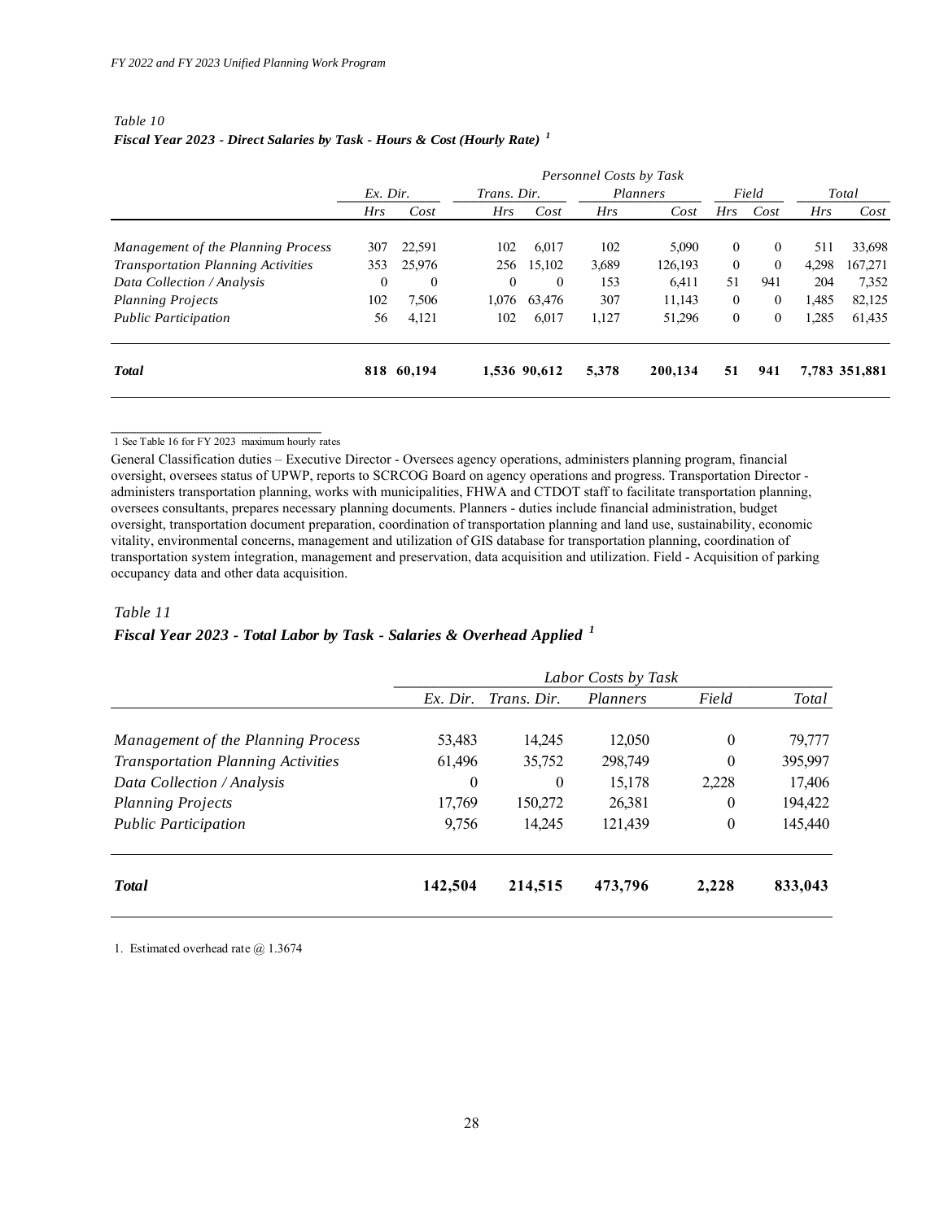*Table 10*

***Fiscal Year 2023 - Direct Salaries by Task - Hours & Cost (Hourly Rate)*** [1]

| | Personnel Costs by Task | | | | | | | | | |
|---|---|---|---|---|---|---|---|---|---|---|
| | *Ex. Dir.* | | *Trans. Dir.* | | *Planners* | | *Field* | | *Total* | |
| | *Hrs* | *Cost* | *Hrs* | *Cost* | *Hrs* | *Cost* | *Hrs* | *Cost* | *Hrs* | *Cost* |
| *Management of the Planning Process* | 307 | 22,591 | 102 | 6,017 | 102 | 5,090 | 0 | 0 | 511 | 33,698 |
| *Transportation Planning Activities* | 353 | 25,976 | 256 | 15,102 | 3,689 | 126,193 | 0 | 0 | 4,298 | 167,271 |
| *Data Collection / Analysis* | 0 | 0 | 0 | 0 | 153 | 6,411 | 51 | 941 | 204 | 7,352 |
| *Planning Projects* | 102 | 7,506 | 1,076 | 63,476 | 307 | 11,143 | 0 | 0 | 1,485 | 82,125 |
| *Public Participation* | 56 | 4,121 | 102 | 6,017 | 1,127 | 51,296 | 0 | 0 | 1,285 | 61,435 |
| ***Total*** | **818** | **60,194** | **1,536** | **90,612** | **5,378** | **200,134** | **51** | **941** | **7,783** | **351,881** |

1 See Table 16 for FY 2023 maximum hourly rates

General Classification duties – Executive Director - Oversees agency operations, administers planning program, financial oversight, oversees status of UPWP, reports to SCRCOG Board on agency operations and progress. Transportation Director - administers transportation planning, works with municipalities, FHWA and CTDOT staff to facilitate transportation planning, oversees consultants, prepares necessary planning documents. Planners - duties include financial administration, budget oversight, transportation document preparation, coordination of transportation planning and land use, sustainability, economic vitality, environmental concerns, management and utilization of GIS database for transportation planning, coordination of transportation system integration, management and preservation, data acquisition and utilization. Field - Acquisition of parking occupancy data and other data acquisition.

*Table 11*

***Fiscal Year 2023 - Total Labor by Task - Salaries & Overhead Applied*** [1]

| | Labor Costs by Task | | | | |
|---|---|---|---|---|---|
| | *Ex. Dir.* | *Trans. Dir.* | *Planners* | *Field* | *Total* |
| *Management of the Planning Process* | 53,483 | 14,245 | 12,050 | 0 | 79,777 |
| *Transportation Planning Activities* | 61,496 | 35,752 | 298,749 | 0 | 395,997 |
| *Data Collection / Analysis* | 0 | 0 | 15,178 | 2,228 | 17,406 |
| *Planning Projects* | 17,769 | 150,272 | 26,381 | 0 | 194,422 |
| *Public Participation* | 9,756 | 14,245 | 121,439 | 0 | 145,440 |
| ***Total*** | **142,504** | **214,515** | **473,796** | **2,228** | **833,043** |

1. Estimated overhead rate @ 1.3674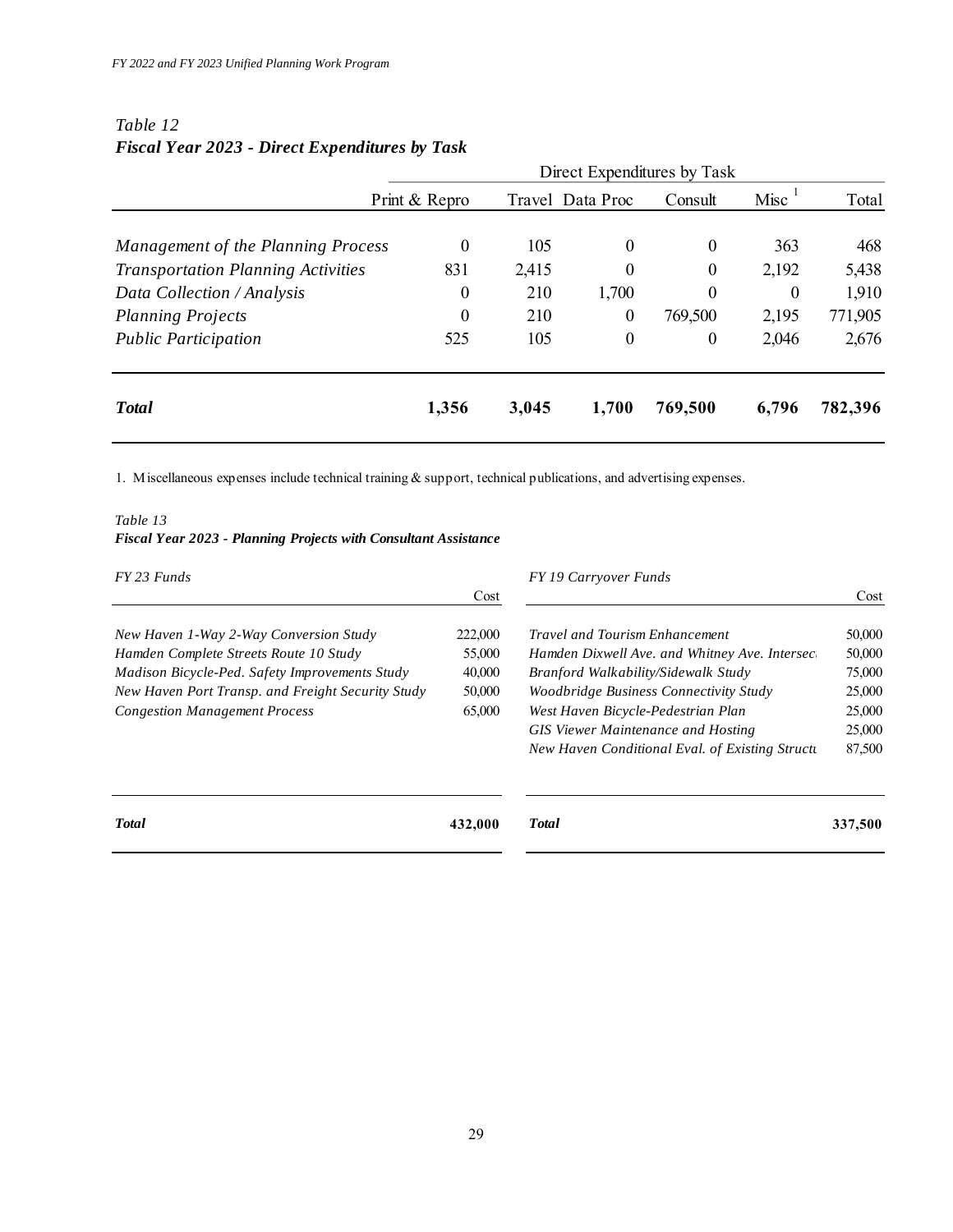*Table 12*
***Fiscal Year 2023 - Direct Expenditures by Task***

| | Direct Expenditures by Task | | | | | |
|---|---|---|---|---|---|---|
| | Print & Repro | Travel | Data Proc | Consult | Misc [1] | Total |
| *Management of the Planning Process* | 0 | 105 | 0 | 0 | 363 | 468 |
| *Transportation Planning Activities* | 831 | 2,415 | 0 | 0 | 2,192 | 5,438 |
| *Data Collection / Analysis* | 0 | 210 | 1,700 | 0 | 0 | 1,910 |
| *Planning Projects* | 0 | 210 | 0 | 769,500 | 2,195 | 771,905 |
| *Public Participation* | 525 | 105 | 0 | 0 | 2,046 | 2,676 |
| ***Total*** | **1,356** | **3,045** | **1,700** | **769,500** | **6,796** | **782,396** |

1. Miscellaneous expenses include technical training & support, technical publications, and advertising expenses.

*Table 13*
***Fiscal Year 2023 - Planning Projects with Consultant Assistance***

| *FY 23 Funds* | Cost |
|---|---|
| *New Haven 1-Way 2-Way Conversion Study* | 222,000 |
| *Hamden Complete Streets Route 10 Study* | 55,000 |
| *Madison Bicycle-Ped. Safety Improvements Study* | 40,000 |
| *New Haven Port Transp. and Freight Security Study* | 50,000 |
| *Congestion Management Process* | 65,000 |
| ***Total*** | **432,000** |

| *FY 19 Carryover Funds* | Cost |
|---|---|
| *Travel and Tourism Enhancement* | 50,000 |
| *Hamden Dixwell Ave. and Whitney Ave. Intersec* | 50,000 |
| *Branford Walkability/Sidewalk Study* | 75,000 |
| *Woodbridge Business Connectivity Study* | 25,000 |
| *West Haven Bicycle-Pedestrian Plan* | 25,000 |
| *GIS Viewer Maintenance and Hosting* | 25,000 |
| *New Haven Conditional Eval. of Existing Structu* | 87,500 |
| ***Total*** | **337,500** |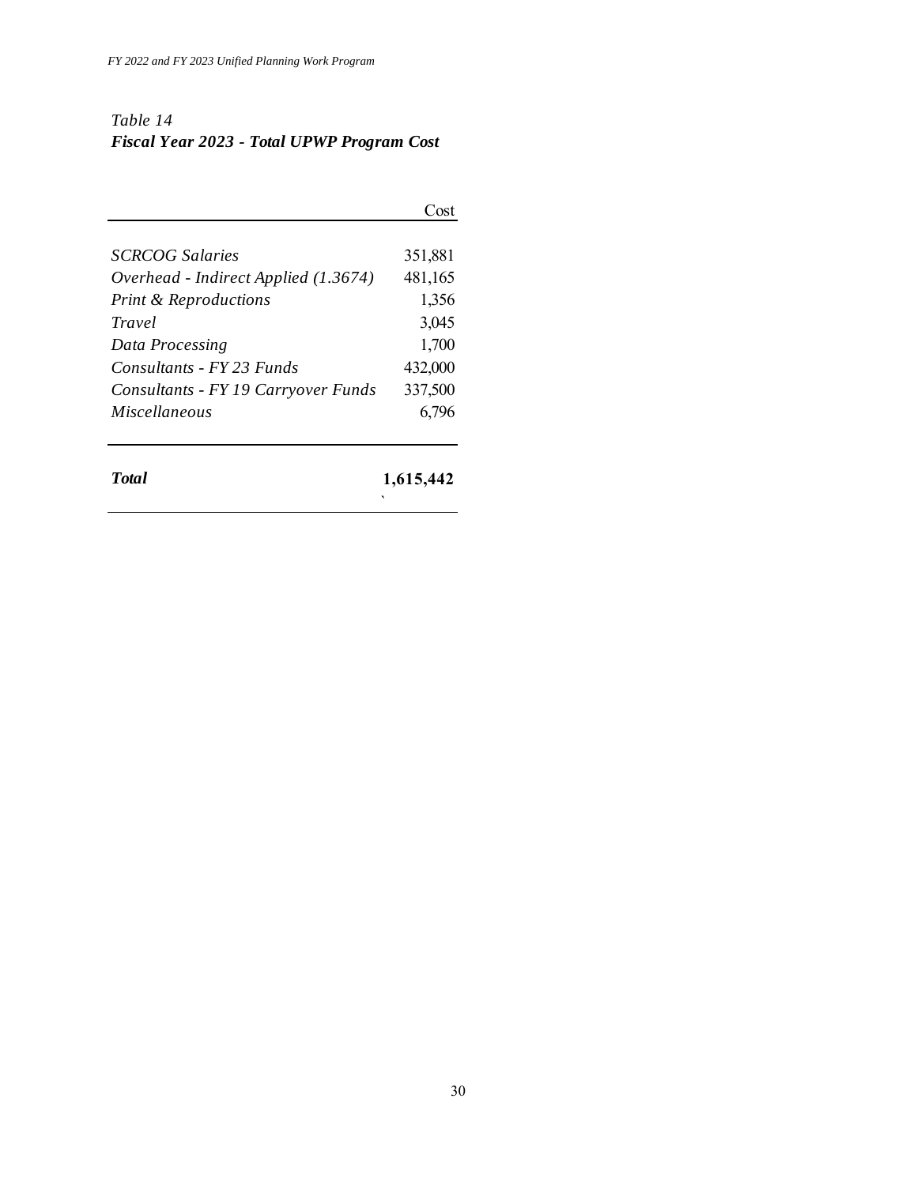*Table 14*
***Fiscal Year 2023 - Total UPWP Program Cost***

| | Cost |
|---|---|
| *SCRCOG Salaries* | 351,881 |
| *Overhead - Indirect Applied (1.3674)* | 481,165 |
| *Print & Reproductions* | 1,356 |
| *Travel* | 3,045 |
| *Data Processing* | 1,700 |
| *Consultants - FY 23 Funds* | 432,000 |
| *Consultants - FY 19 Carryover Funds* | 337,500 |
| *Miscellaneous* | 6,796 |
| ***Total*** | **1,615,442** |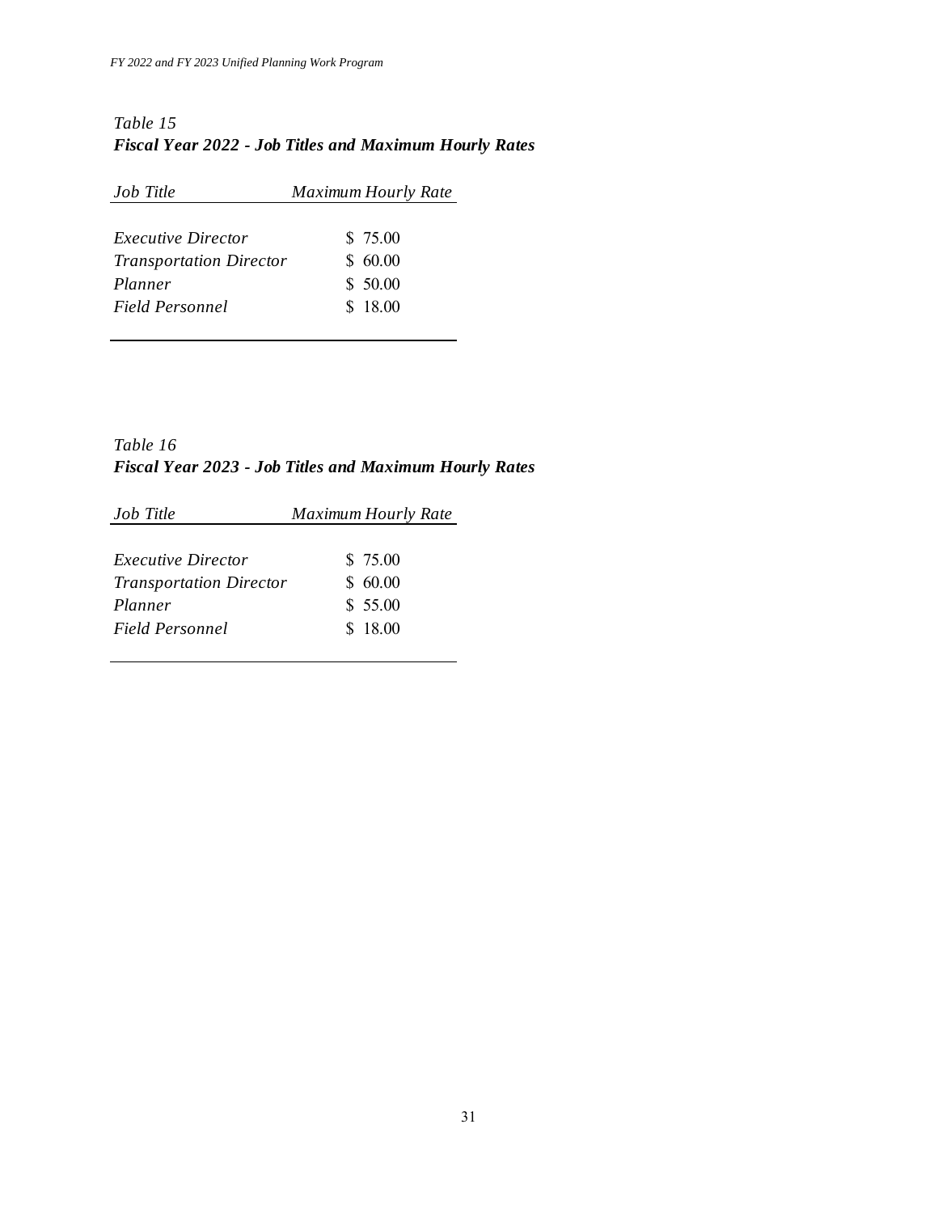*Table 15*

***Fiscal Year 2022 - Job Titles and Maximum Hourly Rates***

| *Job Title* | *Maximum Hourly Rate* |
|---|---|
| *Executive Director* | $ 75.00 |
| *Transportation Director* | $ 60.00 |
| *Planner* | $ 50.00 |
| *Field Personnel* | $ 18.00 |

*Table 16*

***Fiscal Year 2023 - Job Titles and Maximum Hourly Rates***

| *Job Title* | *Maximum Hourly Rate* |
|---|---|
| *Executive Director* | $ 75.00 |
| *Transportation Director* | $ 60.00 |
| *Planner* | $ 55.00 |
| *Field Personnel* | $ 18.00 |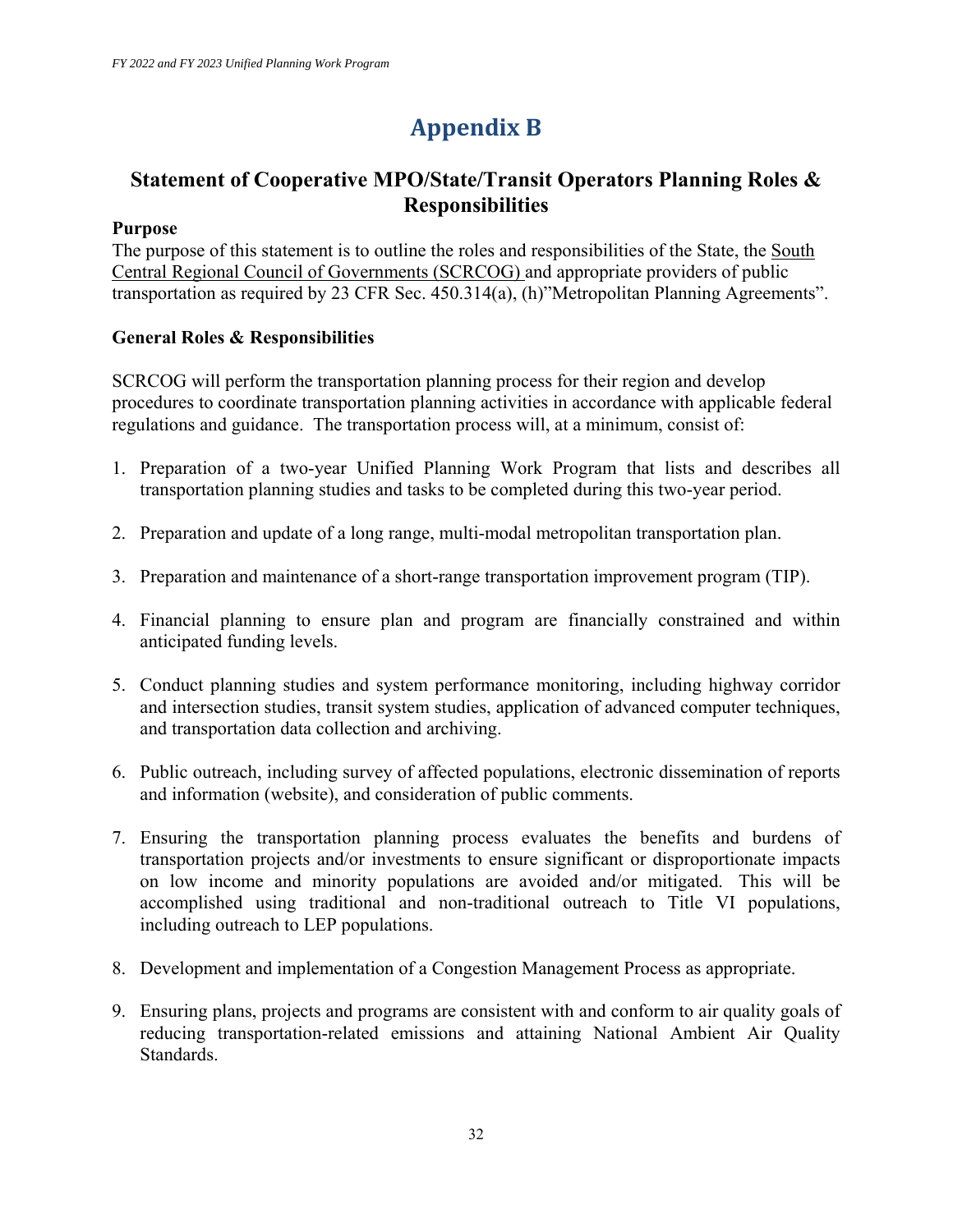# Appendix B

## Statement of Cooperative MPO/State/Transit Operators Planning Roles & Responsibilities

**Purpose**

The purpose of this statement is to outline the roles and responsibilities of the State, the South Central Regional Council of Governments (SCRCOG) and appropriate providers of public transportation as required by 23 CFR Sec. 450.314(a), (h)"Metropolitan Planning Agreements".

**General Roles & Responsibilities**

SCRCOG will perform the transportation planning process for their region and develop procedures to coordinate transportation planning activities in accordance with applicable federal regulations and guidance. The transportation process will, at a minimum, consist of:

1. Preparation of a two-year Unified Planning Work Program that lists and describes all transportation planning studies and tasks to be completed during this two-year period.

2. Preparation and update of a long range, multi-modal metropolitan transportation plan.

3. Preparation and maintenance of a short-range transportation improvement program (TIP).

4. Financial planning to ensure plan and program are financially constrained and within anticipated funding levels.

5. Conduct planning studies and system performance monitoring, including highway corridor and intersection studies, transit system studies, application of advanced computer techniques, and transportation data collection and archiving.

6. Public outreach, including survey of affected populations, electronic dissemination of reports and information (website), and consideration of public comments.

7. Ensuring the transportation planning process evaluates the benefits and burdens of transportation projects and/or investments to ensure significant or disproportionate impacts on low income and minority populations are avoided and/or mitigated. This will be accomplished using traditional and non-traditional outreach to Title VI populations, including outreach to LEP populations.

8. Development and implementation of a Congestion Management Process as appropriate.

9. Ensuring plans, projects and programs are consistent with and conform to air quality goals of reducing transportation-related emissions and attaining National Ambient Air Quality Standards.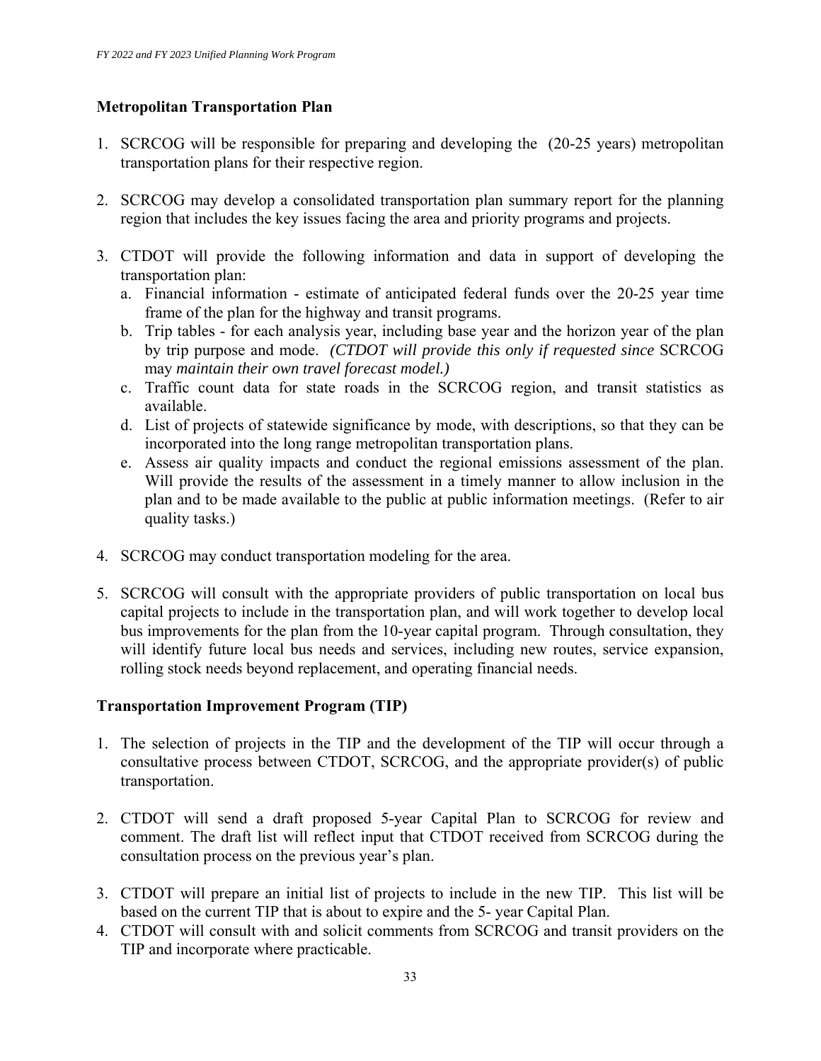## Metropolitan Transportation Plan

1. SCRCOG will be responsible for preparing and developing the (20-25 years) metropolitan transportation plans for their respective region.

2. SCRCOG may develop a consolidated transportation plan summary report for the planning region that includes the key issues facing the area and priority programs and projects.

3. CTDOT will provide the following information and data in support of developing the transportation plan:
   a. Financial information - estimate of anticipated federal funds over the 20-25 year time frame of the plan for the highway and transit programs.
   b. Trip tables - for each analysis year, including base year and the horizon year of the plan by trip purpose and mode. *(CTDOT will provide this only if requested since* SCRCOG may *maintain their own travel forecast model.)*
   c. Traffic count data for state roads in the SCRCOG region, and transit statistics as available.
   d. List of projects of statewide significance by mode, with descriptions, so that they can be incorporated into the long range metropolitan transportation plans.
   e. Assess air quality impacts and conduct the regional emissions assessment of the plan. Will provide the results of the assessment in a timely manner to allow inclusion in the plan and to be made available to the public at public information meetings. (Refer to air quality tasks.)

4. SCRCOG may conduct transportation modeling for the area.

5. SCRCOG will consult with the appropriate providers of public transportation on local bus capital projects to include in the transportation plan, and will work together to develop local bus improvements for the plan from the 10-year capital program. Through consultation, they will identify future local bus needs and services, including new routes, service expansion, rolling stock needs beyond replacement, and operating financial needs.

## Transportation Improvement Program (TIP)

1. The selection of projects in the TIP and the development of the TIP will occur through a consultative process between CTDOT, SCRCOG, and the appropriate provider(s) of public transportation.

2. CTDOT will send a draft proposed 5-year Capital Plan to SCRCOG for review and comment. The draft list will reflect input that CTDOT received from SCRCOG during the consultation process on the previous year's plan.

3. CTDOT will prepare an initial list of projects to include in the new TIP. This list will be based on the current TIP that is about to expire and the 5- year Capital Plan.
4. CTDOT will consult with and solicit comments from SCRCOG and transit providers on the TIP and incorporate where practicable.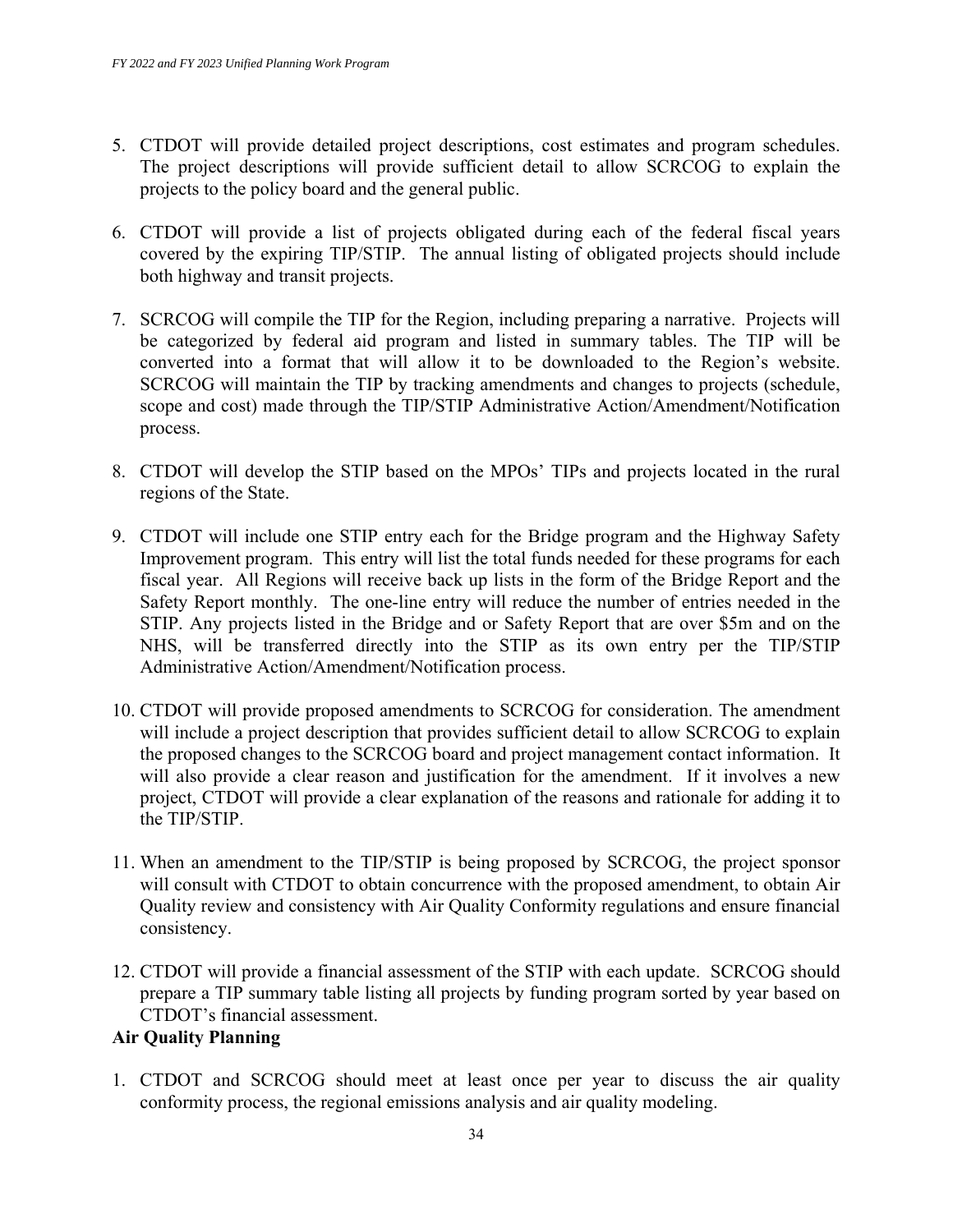5. CTDOT will provide detailed project descriptions, cost estimates and program schedules. The project descriptions will provide sufficient detail to allow SCRCOG to explain the projects to the policy board and the general public.

6. CTDOT will provide a list of projects obligated during each of the federal fiscal years covered by the expiring TIP/STIP. The annual listing of obligated projects should include both highway and transit projects.

7. SCRCOG will compile the TIP for the Region, including preparing a narrative. Projects will be categorized by federal aid program and listed in summary tables. The TIP will be converted into a format that will allow it to be downloaded to the Region's website. SCRCOG will maintain the TIP by tracking amendments and changes to projects (schedule, scope and cost) made through the TIP/STIP Administrative Action/Amendment/Notification process.

8. CTDOT will develop the STIP based on the MPOs' TIPs and projects located in the rural regions of the State.

9. CTDOT will include one STIP entry each for the Bridge program and the Highway Safety Improvement program. This entry will list the total funds needed for these programs for each fiscal year. All Regions will receive back up lists in the form of the Bridge Report and the Safety Report monthly. The one-line entry will reduce the number of entries needed in the STIP. Any projects listed in the Bridge and or Safety Report that are over $5m and on the NHS, will be transferred directly into the STIP as its own entry per the TIP/STIP Administrative Action/Amendment/Notification process.

10. CTDOT will provide proposed amendments to SCRCOG for consideration. The amendment will include a project description that provides sufficient detail to allow SCRCOG to explain the proposed changes to the SCRCOG board and project management contact information. It will also provide a clear reason and justification for the amendment. If it involves a new project, CTDOT will provide a clear explanation of the reasons and rationale for adding it to the TIP/STIP.

11. When an amendment to the TIP/STIP is being proposed by SCRCOG, the project sponsor will consult with CTDOT to obtain concurrence with the proposed amendment, to obtain Air Quality review and consistency with Air Quality Conformity regulations and ensure financial consistency.

12. CTDOT will provide a financial assessment of the STIP with each update. SCRCOG should prepare a TIP summary table listing all projects by funding program sorted by year based on CTDOT's financial assessment.

**Air Quality Planning**

1. CTDOT and SCRCOG should meet at least once per year to discuss the air quality conformity process, the regional emissions analysis and air quality modeling.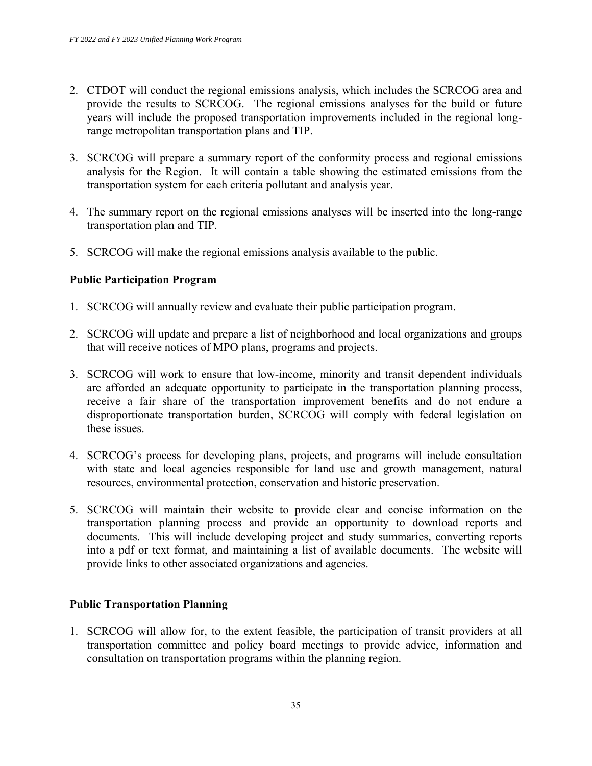2. CTDOT will conduct the regional emissions analysis, which includes the SCRCOG area and provide the results to SCRCOG. The regional emissions analyses for the build or future years will include the proposed transportation improvements included in the regional long-range metropolitan transportation plans and TIP.

3. SCRCOG will prepare a summary report of the conformity process and regional emissions analysis for the Region. It will contain a table showing the estimated emissions from the transportation system for each criteria pollutant and analysis year.

4. The summary report on the regional emissions analyses will be inserted into the long-range transportation plan and TIP.

5. SCRCOG will make the regional emissions analysis available to the public.

**Public Participation Program**

1. SCRCOG will annually review and evaluate their public participation program.

2. SCRCOG will update and prepare a list of neighborhood and local organizations and groups that will receive notices of MPO plans, programs and projects.

3. SCRCOG will work to ensure that low-income, minority and transit dependent individuals are afforded an adequate opportunity to participate in the transportation planning process, receive a fair share of the transportation improvement benefits and do not endure a disproportionate transportation burden, SCRCOG will comply with federal legislation on these issues.

4. SCRCOG's process for developing plans, projects, and programs will include consultation with state and local agencies responsible for land use and growth management, natural resources, environmental protection, conservation and historic preservation.

5. SCRCOG will maintain their website to provide clear and concise information on the transportation planning process and provide an opportunity to download reports and documents. This will include developing project and study summaries, converting reports into a pdf or text format, and maintaining a list of available documents. The website will provide links to other associated organizations and agencies.

**Public Transportation Planning**

1. SCRCOG will allow for, to the extent feasible, the participation of transit providers at all transportation committee and policy board meetings to provide advice, information and consultation on transportation programs within the planning region.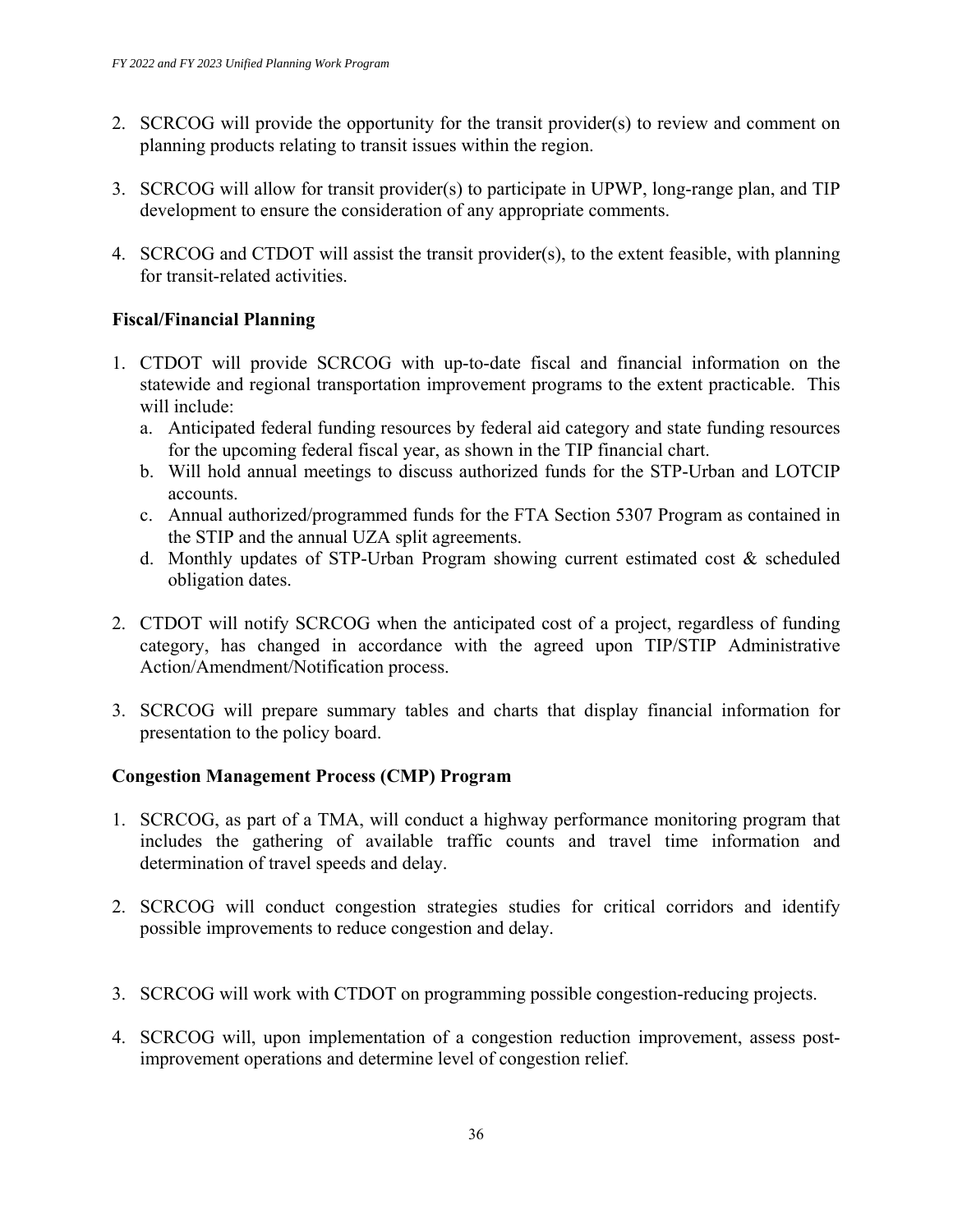2. SCRCOG will provide the opportunity for the transit provider(s) to review and comment on planning products relating to transit issues within the region.

3. SCRCOG will allow for transit provider(s) to participate in UPWP, long-range plan, and TIP development to ensure the consideration of any appropriate comments.

4. SCRCOG and CTDOT will assist the transit provider(s), to the extent feasible, with planning for transit-related activities.

**Fiscal/Financial Planning**

1. CTDOT will provide SCRCOG with up-to-date fiscal and financial information on the statewide and regional transportation improvement programs to the extent practicable. This will include:
   a. Anticipated federal funding resources by federal aid category and state funding resources for the upcoming federal fiscal year, as shown in the TIP financial chart.
   b. Will hold annual meetings to discuss authorized funds for the STP-Urban and LOTCIP accounts.
   c. Annual authorized/programmed funds for the FTA Section 5307 Program as contained in the STIP and the annual UZA split agreements.
   d. Monthly updates of STP-Urban Program showing current estimated cost & scheduled obligation dates.

2. CTDOT will notify SCRCOG when the anticipated cost of a project, regardless of funding category, has changed in accordance with the agreed upon TIP/STIP Administrative Action/Amendment/Notification process.

3. SCRCOG will prepare summary tables and charts that display financial information for presentation to the policy board.

**Congestion Management Process (CMP) Program**

1. SCRCOG, as part of a TMA, will conduct a highway performance monitoring program that includes the gathering of available traffic counts and travel time information and determination of travel speeds and delay.

2. SCRCOG will conduct congestion strategies studies for critical corridors and identify possible improvements to reduce congestion and delay.

3. SCRCOG will work with CTDOT on programming possible congestion-reducing projects.

4. SCRCOG will, upon implementation of a congestion reduction improvement, assess post-improvement operations and determine level of congestion relief.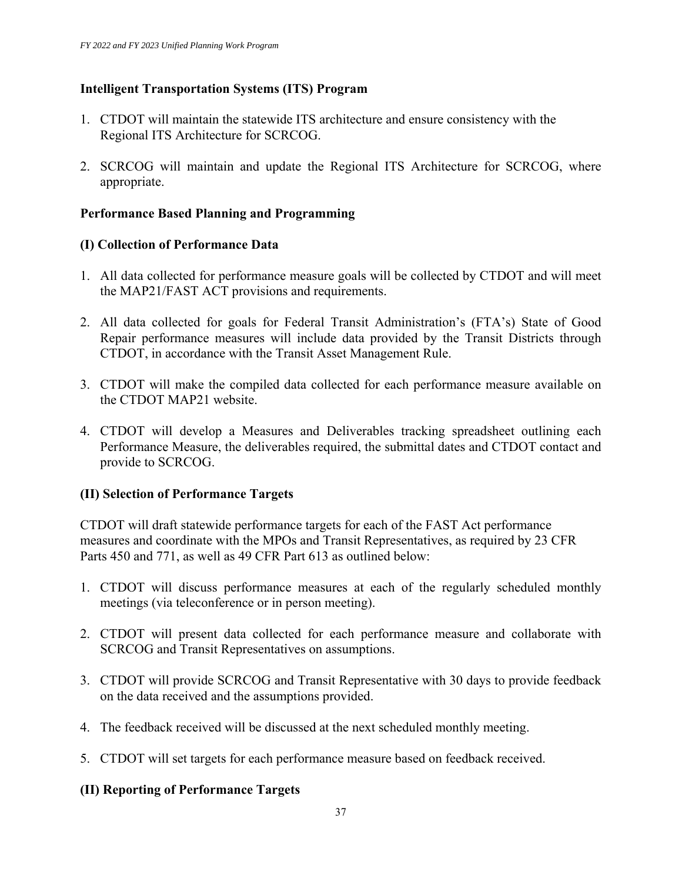### Intelligent Transportation Systems (ITS) Program

1. CTDOT will maintain the statewide ITS architecture and ensure consistency with the Regional ITS Architecture for SCRCOG.

2. SCRCOG will maintain and update the Regional ITS Architecture for SCRCOG, where appropriate.

### Performance Based Planning and Programming

#### (I) Collection of Performance Data

1. All data collected for performance measure goals will be collected by CTDOT and will meet the MAP21/FAST ACT provisions and requirements.

2. All data collected for goals for Federal Transit Administration's (FTA's) State of Good Repair performance measures will include data provided by the Transit Districts through CTDOT, in accordance with the Transit Asset Management Rule.

3. CTDOT will make the compiled data collected for each performance measure available on the CTDOT MAP21 website.

4. CTDOT will develop a Measures and Deliverables tracking spreadsheet outlining each Performance Measure, the deliverables required, the submittal dates and CTDOT contact and provide to SCRCOG.

#### (II) Selection of Performance Targets

CTDOT will draft statewide performance targets for each of the FAST Act performance measures and coordinate with the MPOs and Transit Representatives, as required by 23 CFR Parts 450 and 771, as well as 49 CFR Part 613 as outlined below:

1. CTDOT will discuss performance measures at each of the regularly scheduled monthly meetings (via teleconference or in person meeting).

2. CTDOT will present data collected for each performance measure and collaborate with SCRCOG and Transit Representatives on assumptions.

3. CTDOT will provide SCRCOG and Transit Representative with 30 days to provide feedback on the data received and the assumptions provided.

4. The feedback received will be discussed at the next scheduled monthly meeting.

5. CTDOT will set targets for each performance measure based on feedback received.

#### (II) Reporting of Performance Targets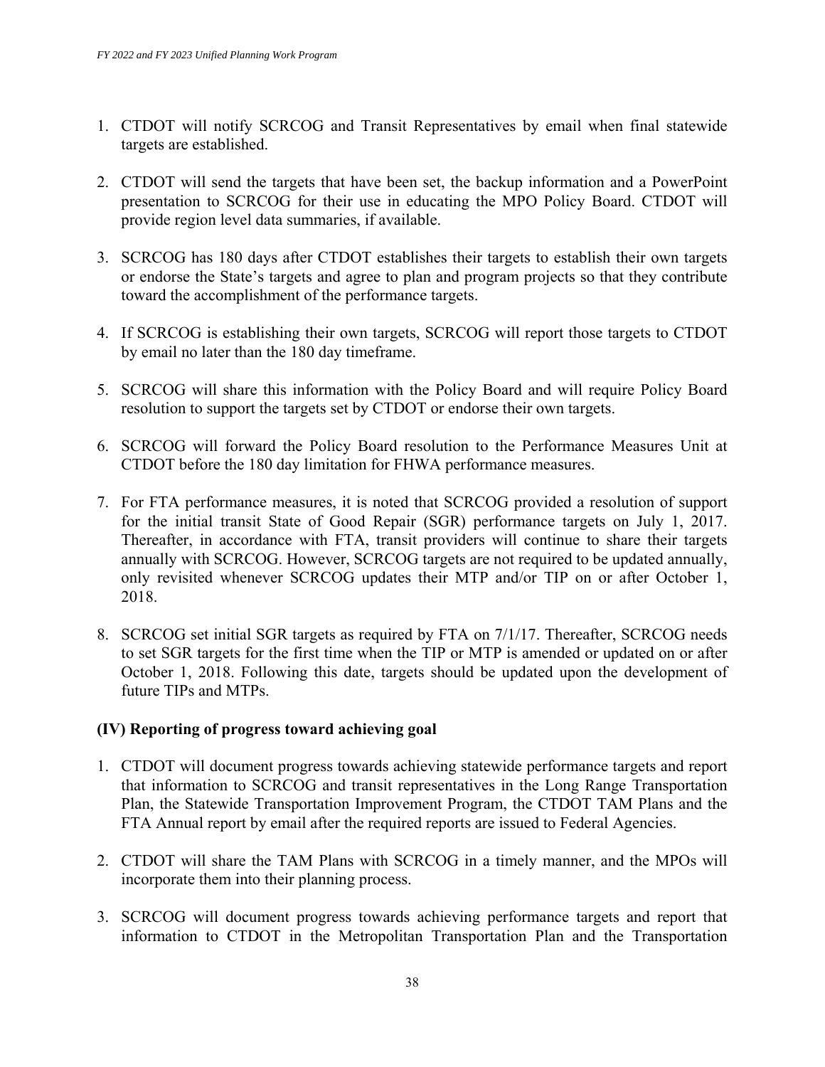1. CTDOT will notify SCRCOG and Transit Representatives by email when final statewide targets are established.

2. CTDOT will send the targets that have been set, the backup information and a PowerPoint presentation to SCRCOG for their use in educating the MPO Policy Board. CTDOT will provide region level data summaries, if available.

3. SCRCOG has 180 days after CTDOT establishes their targets to establish their own targets or endorse the State's targets and agree to plan and program projects so that they contribute toward the accomplishment of the performance targets.

4. If SCRCOG is establishing their own targets, SCRCOG will report those targets to CTDOT by email no later than the 180 day timeframe.

5. SCRCOG will share this information with the Policy Board and will require Policy Board resolution to support the targets set by CTDOT or endorse their own targets.

6. SCRCOG will forward the Policy Board resolution to the Performance Measures Unit at CTDOT before the 180 day limitation for FHWA performance measures.

7. For FTA performance measures, it is noted that SCRCOG provided a resolution of support for the initial transit State of Good Repair (SGR) performance targets on July 1, 2017. Thereafter, in accordance with FTA, transit providers will continue to share their targets annually with SCRCOG. However, SCRCOG targets are not required to be updated annually, only revisited whenever SCRCOG updates their MTP and/or TIP on or after October 1, 2018.

8. SCRCOG set initial SGR targets as required by FTA on 7/1/17. Thereafter, SCRCOG needs to set SGR targets for the first time when the TIP or MTP is amended or updated on or after October 1, 2018. Following this date, targets should be updated upon the development of future TIPs and MTPs.

**(IV) Reporting of progress toward achieving goal**

1. CTDOT will document progress towards achieving statewide performance targets and report that information to SCRCOG and transit representatives in the Long Range Transportation Plan, the Statewide Transportation Improvement Program, the CTDOT TAM Plans and the FTA Annual report by email after the required reports are issued to Federal Agencies.

2. CTDOT will share the TAM Plans with SCRCOG in a timely manner, and the MPOs will incorporate them into their planning process.

3. SCRCOG will document progress towards achieving performance targets and report that information to CTDOT in the Metropolitan Transportation Plan and the Transportation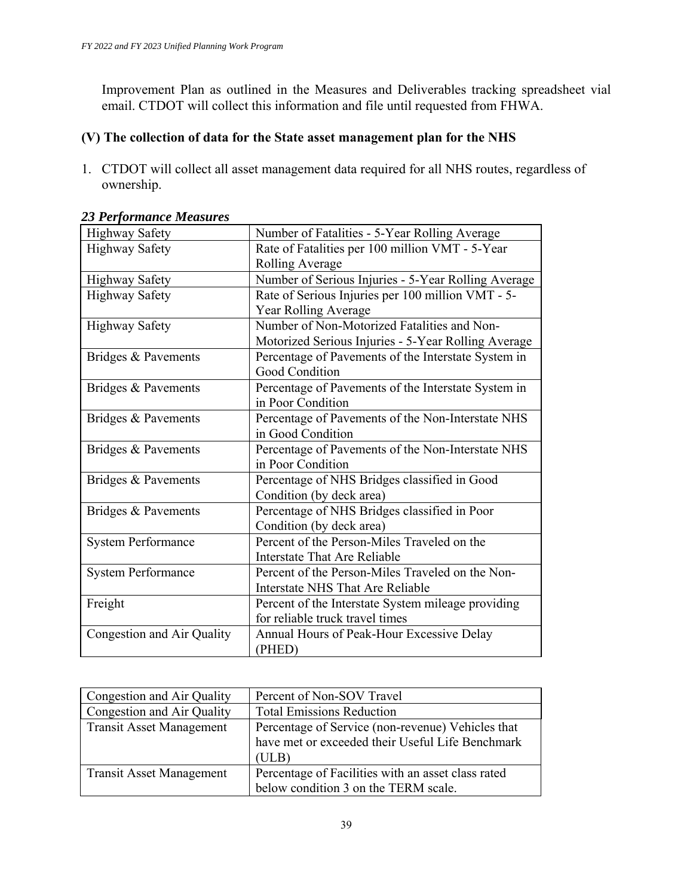Improvement Plan as outlined in the Measures and Deliverables tracking spreadsheet vial email. CTDOT will collect this information and file until requested from FHWA.

**(V) The collection of data for the State asset management plan for the NHS**

1. CTDOT will collect all asset management data required for all NHS routes, regardless of ownership.

***23 Performance Measures***

| | |
|---|---|
| Highway Safety | Number of Fatalities - 5-Year Rolling Average |
| Highway Safety | Rate of Fatalities per 100 million VMT - 5-Year Rolling Average |
| Highway Safety | Number of Serious Injuries - 5-Year Rolling Average |
| Highway Safety | Rate of Serious Injuries per 100 million VMT - 5-Year Rolling Average |
| Highway Safety | Number of Non-Motorized Fatalities and Non-Motorized Serious Injuries - 5-Year Rolling Average |
| Bridges & Pavements | Percentage of Pavements of the Interstate System in Good Condition |
| Bridges & Pavements | Percentage of Pavements of the Interstate System in in Poor Condition |
| Bridges & Pavements | Percentage of Pavements of the Non-Interstate NHS in Good Condition |
| Bridges & Pavements | Percentage of Pavements of the Non-Interstate NHS in Poor Condition |
| Bridges & Pavements | Percentage of NHS Bridges classified in Good Condition (by deck area) |
| Bridges & Pavements | Percentage of NHS Bridges classified in Poor Condition (by deck area) |
| System Performance | Percent of the Person-Miles Traveled on the Interstate That Are Reliable |
| System Performance | Percent of the Person-Miles Traveled on the Non-Interstate NHS That Are Reliable |
| Freight | Percent of the Interstate System mileage providing for reliable truck travel times |
| Congestion and Air Quality | Annual Hours of Peak-Hour Excessive Delay (PHED) |
| Congestion and Air Quality | Percent of Non-SOV Travel |
| Congestion and Air Quality | Total Emissions Reduction |
| Transit Asset Management | Percentage of Service (non-revenue) Vehicles that have met or exceeded their Useful Life Benchmark (ULB) |
| Transit Asset Management | Percentage of Facilities with an asset class rated below condition 3 on the TERM scale. |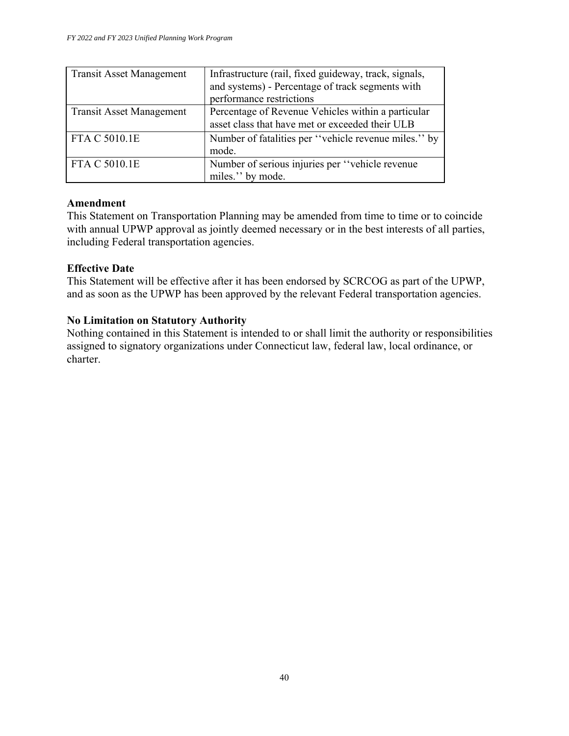| | |
|---|---|
| Transit Asset Management | Infrastructure (rail, fixed guideway, track, signals, and systems) - Percentage of track segments with performance restrictions |
| Transit Asset Management | Percentage of Revenue Vehicles within a particular asset class that have met or exceeded their ULB |
| FTA C 5010.1E | Number of fatalities per ''vehicle revenue miles.'' by mode. |
| FTA C 5010.1E | Number of serious injuries per ''vehicle revenue miles.'' by mode. |

**Amendment**

This Statement on Transportation Planning may be amended from time to time or to coincide with annual UPWP approval as jointly deemed necessary or in the best interests of all parties, including Federal transportation agencies.

**Effective Date**

This Statement will be effective after it has been endorsed by SCRCOG as part of the UPWP, and as soon as the UPWP has been approved by the relevant Federal transportation agencies.

**No Limitation on Statutory Authority**

Nothing contained in this Statement is intended to or shall limit the authority or responsibilities assigned to signatory organizations under Connecticut law, federal law, local ordinance, or charter.